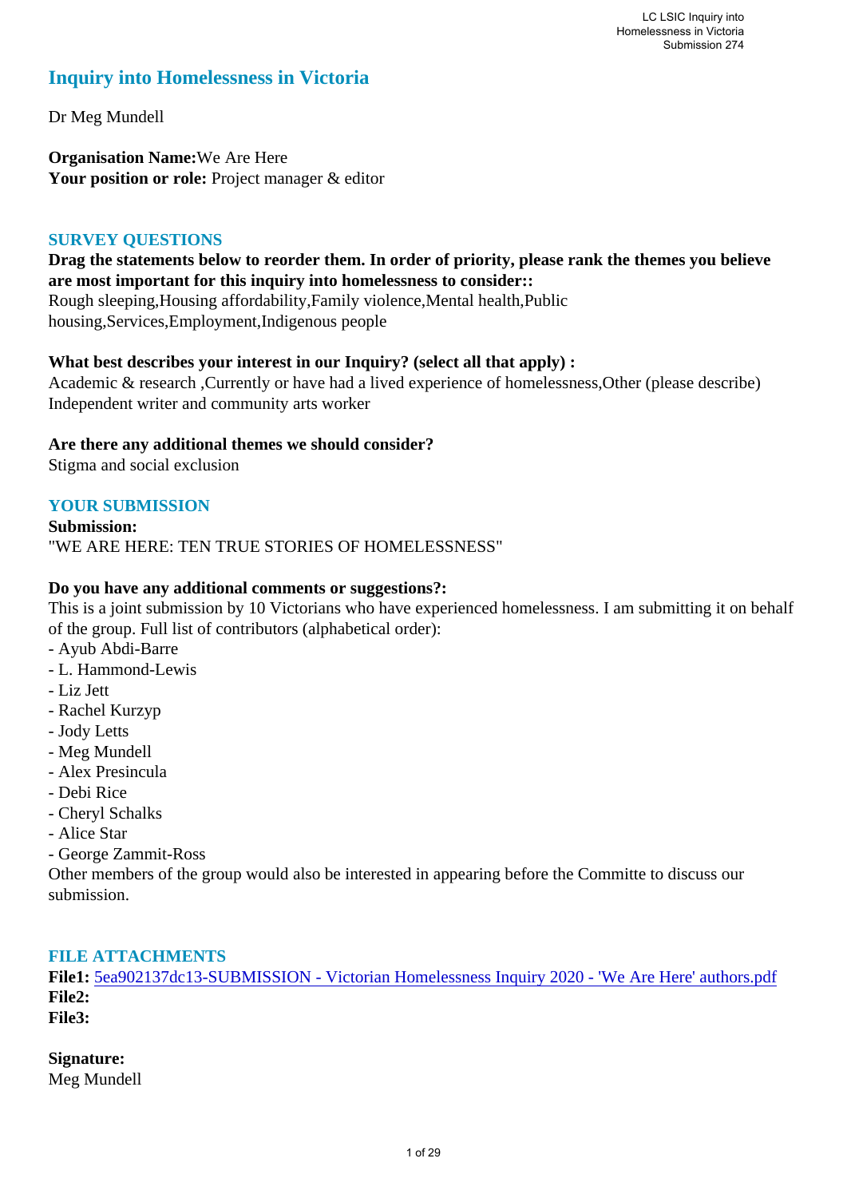# Inquiry into Homelessness in Victoria

Dr Meg Mundell

**Organisation Name:** We Are Here
**Your position or role:** Project manager & editor

## SURVEY QUESTIONS

**Drag the statements below to reorder them. In order of priority, please rank the themes you believe are most important for this inquiry into homelessness to consider::**
Rough sleeping,Housing affordability,Family violence,Mental health,Public housing,Services,Employment,Indigenous people

**What best describes your interest in our Inquiry? (select all that apply) :**
Academic & research ,Currently or have had a lived experience of homelessness,Other (please describe)
Independent writer and community arts worker

**Are there any additional themes we should consider?**
Stigma and social exclusion

## YOUR SUBMISSION

**Submission:**
"WE ARE HERE: TEN TRUE STORIES OF HOMELESSNESS"

**Do you have any additional comments or suggestions?:**
This is a joint submission by 10 Victorians who have experienced homelessness. I am submitting it on behalf of the group. Full list of contributors (alphabetical order):
- Ayub Abdi-Barre
- L. Hammond-Lewis
- Liz Jett
- Rachel Kurzyp
- Jody Letts
- Meg Mundell
- Alex Presincula
- Debi Rice
- Cheryl Schalks
- Alice Star
- George Zammit-Ross

Other members of the group would also be interested in appearing before the Committe to discuss our submission.

## FILE ATTACHMENTS

**File1:** 5ea902137dc13-SUBMISSION - Victorian Homelessness Inquiry 2020 - 'We Are Here' authors.pdf
**File2:**
**File3:**

**Signature:**
Meg Mundell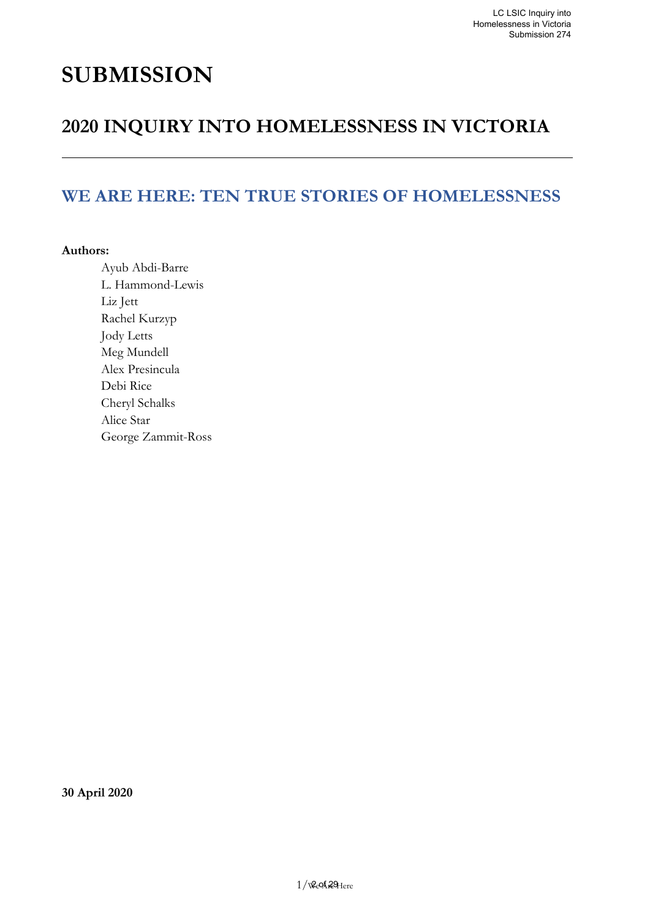# SUBMISSION

## 2020 INQUIRY INTO HOMELESSNESS IN VICTORIA

---

## WE ARE HERE: TEN TRUE STORIES OF HOMELESSNESS

**Authors:**

Ayub Abdi-Barre
L. Hammond-Lewis
Liz Jett
Rachel Kurzyp
Jody Letts
Meg Mundell
Alex Presincula
Debi Rice
Cheryl Schalks
Alice Star
George Zammit-Ross

**30 April 2020**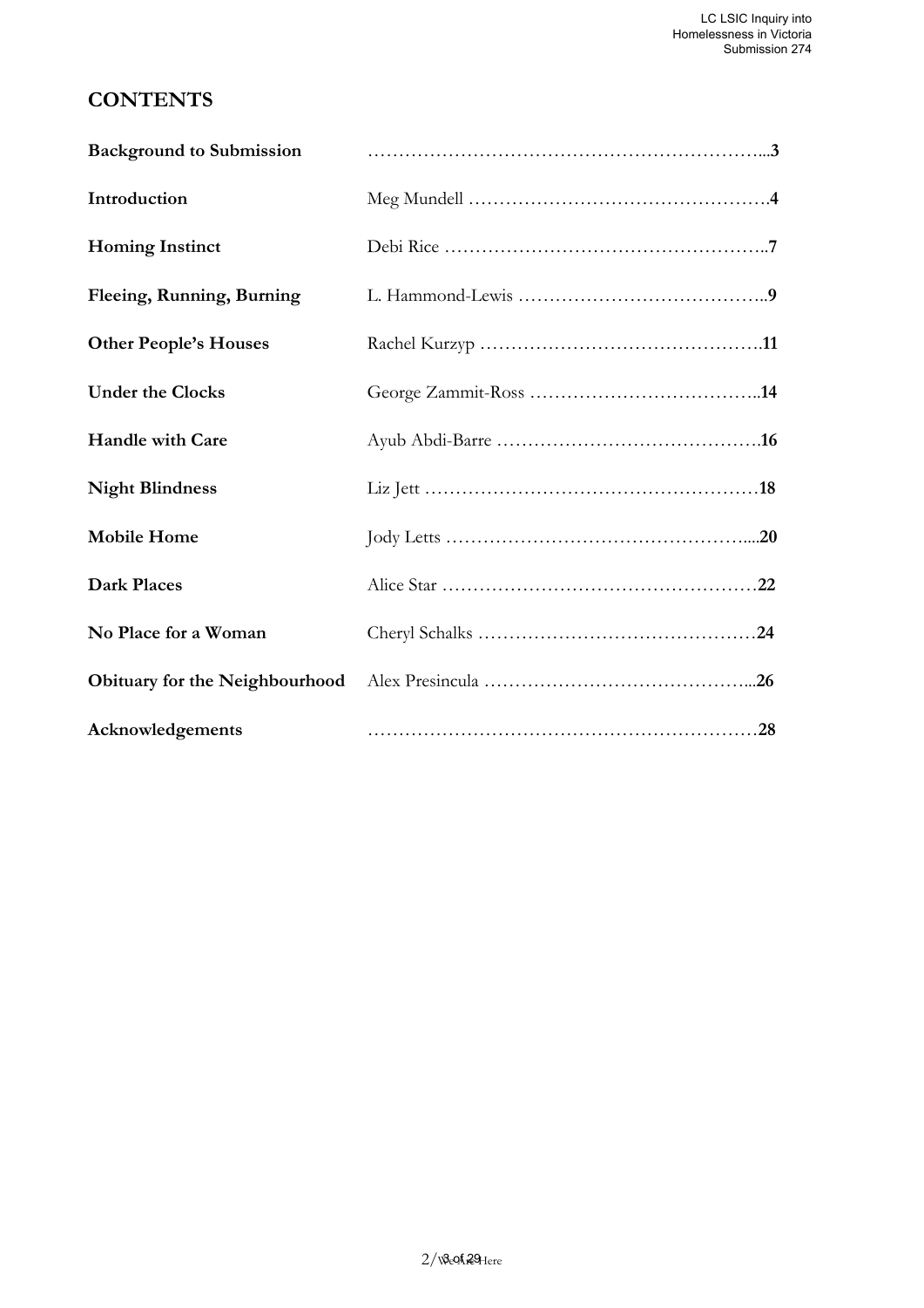# CONTENTS

| | | |
|---|---|---|
| **Background to Submission** | | **3** |
| **Introduction** | Meg Mundell | **4** |
| **Homing Instinct** | Debi Rice | **7** |
| **Fleeing, Running, Burning** | L. Hammond-Lewis | **9** |
| **Other People's Houses** | Rachel Kurzyp | **11** |
| **Under the Clocks** | George Zammit-Ross | **14** |
| **Handle with Care** | Ayub Abdi-Barre | **16** |
| **Night Blindness** | Liz Jett | **18** |
| **Mobile Home** | Jody Letts | **20** |
| **Dark Places** | Alice Star | **22** |
| **No Place for a Woman** | Cheryl Schalks | **24** |
| **Obituary for the Neighbourhood** | Alex Presincula | **26** |
| **Acknowledgements** | | **28** |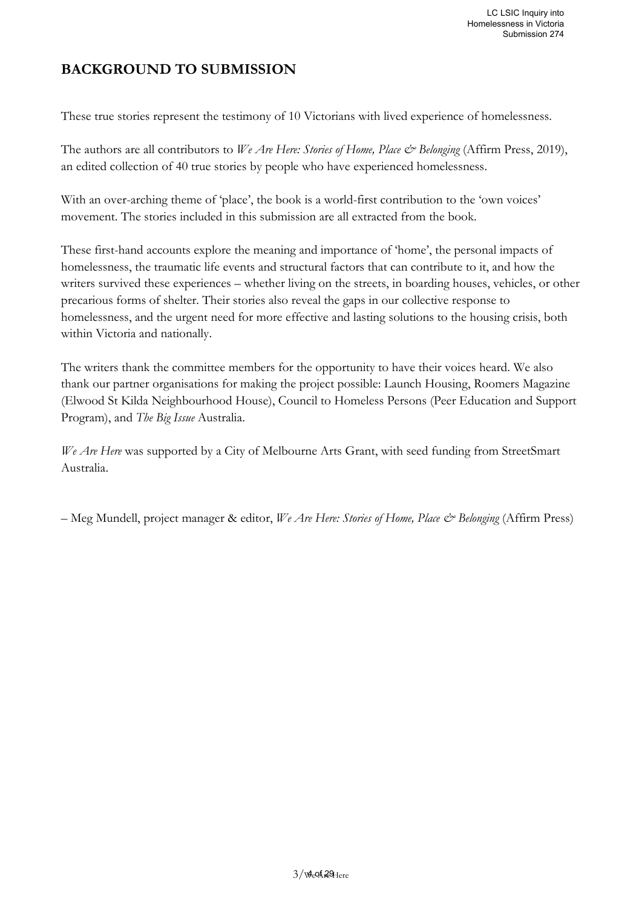## BACKGROUND TO SUBMISSION

These true stories represent the testimony of 10 Victorians with lived experience of homelessness.

The authors are all contributors to *We Are Here: Stories of Home, Place & Belonging* (Affirm Press, 2019), an edited collection of 40 true stories by people who have experienced homelessness.

With an over-arching theme of 'place', the book is a world-first contribution to the 'own voices' movement. The stories included in this submission are all extracted from the book.

These first-hand accounts explore the meaning and importance of 'home', the personal impacts of homelessness, the traumatic life events and structural factors that can contribute to it, and how the writers survived these experiences – whether living on the streets, in boarding houses, vehicles, or other precarious forms of shelter. Their stories also reveal the gaps in our collective response to homelessness, and the urgent need for more effective and lasting solutions to the housing crisis, both within Victoria and nationally.

The writers thank the committee members for the opportunity to have their voices heard. We also thank our partner organisations for making the project possible: Launch Housing, Roomers Magazine (Elwood St Kilda Neighbourhood House), Council to Homeless Persons (Peer Education and Support Program), and *The Big Issue* Australia.

*We Are Here* was supported by a City of Melbourne Arts Grant, with seed funding from StreetSmart Australia.

– Meg Mundell, project manager & editor, *We Are Here: Stories of Home, Place & Belonging* (Affirm Press)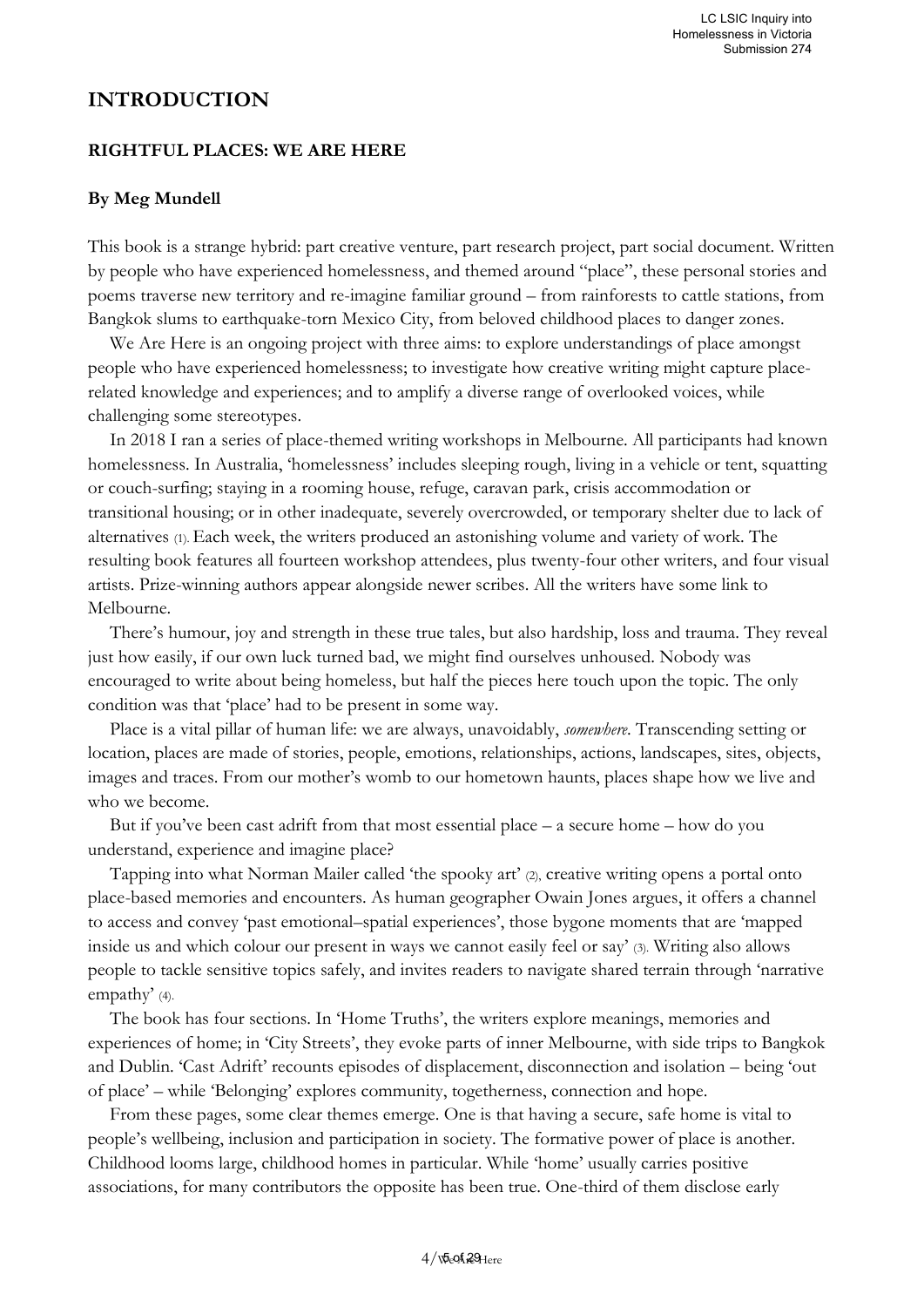## INTRODUCTION

### RIGHTFUL PLACES: WE ARE HERE

**By Meg Mundell**

This book is a strange hybrid: part creative venture, part research project, part social document. Written by people who have experienced homelessness, and themed around "place", these personal stories and poems traverse new territory and re-imagine familiar ground – from rainforests to cattle stations, from Bangkok slums to earthquake-torn Mexico City, from beloved childhood places to danger zones.

We Are Here is an ongoing project with three aims: to explore understandings of place amongst people who have experienced homelessness; to investigate how creative writing might capture place-related knowledge and experiences; and to amplify a diverse range of overlooked voices, while challenging some stereotypes.

In 2018 I ran a series of place-themed writing workshops in Melbourne. All participants had known homelessness. In Australia, 'homelessness' includes sleeping rough, living in a vehicle or tent, squatting or couch-surfing; staying in a rooming house, refuge, caravan park, crisis accommodation or transitional housing; or in other inadequate, severely overcrowded, or temporary shelter due to lack of alternatives (1). Each week, the writers produced an astonishing volume and variety of work. The resulting book features all fourteen workshop attendees, plus twenty-four other writers, and four visual artists. Prize-winning authors appear alongside newer scribes. All the writers have some link to Melbourne.

There's humour, joy and strength in these true tales, but also hardship, loss and trauma. They reveal just how easily, if our own luck turned bad, we might find ourselves unhoused. Nobody was encouraged to write about being homeless, but half the pieces here touch upon the topic. The only condition was that 'place' had to be present in some way.

Place is a vital pillar of human life: we are always, unavoidably, *somewhere*. Transcending setting or location, places are made of stories, people, emotions, relationships, actions, landscapes, sites, objects, images and traces. From our mother's womb to our hometown haunts, places shape how we live and who we become.

But if you've been cast adrift from that most essential place – a secure home – how do you understand, experience and imagine place?

Tapping into what Norman Mailer called 'the spooky art' (2), creative writing opens a portal onto place-based memories and encounters. As human geographer Owain Jones argues, it offers a channel to access and convey 'past emotional–spatial experiences', those bygone moments that are 'mapped inside us and which colour our present in ways we cannot easily feel or say' (3). Writing also allows people to tackle sensitive topics safely, and invites readers to navigate shared terrain through 'narrative empathy' (4).

The book has four sections. In 'Home Truths', the writers explore meanings, memories and experiences of home; in 'City Streets', they evoke parts of inner Melbourne, with side trips to Bangkok and Dublin. 'Cast Adrift' recounts episodes of displacement, disconnection and isolation – being 'out of place' – while 'Belonging' explores community, togetherness, connection and hope.

From these pages, some clear themes emerge. One is that having a secure, safe home is vital to people's wellbeing, inclusion and participation in society. The formative power of place is another. Childhood looms large, childhood homes in particular. While 'home' usually carries positive associations, for many contributors the opposite has been true. One-third of them disclose early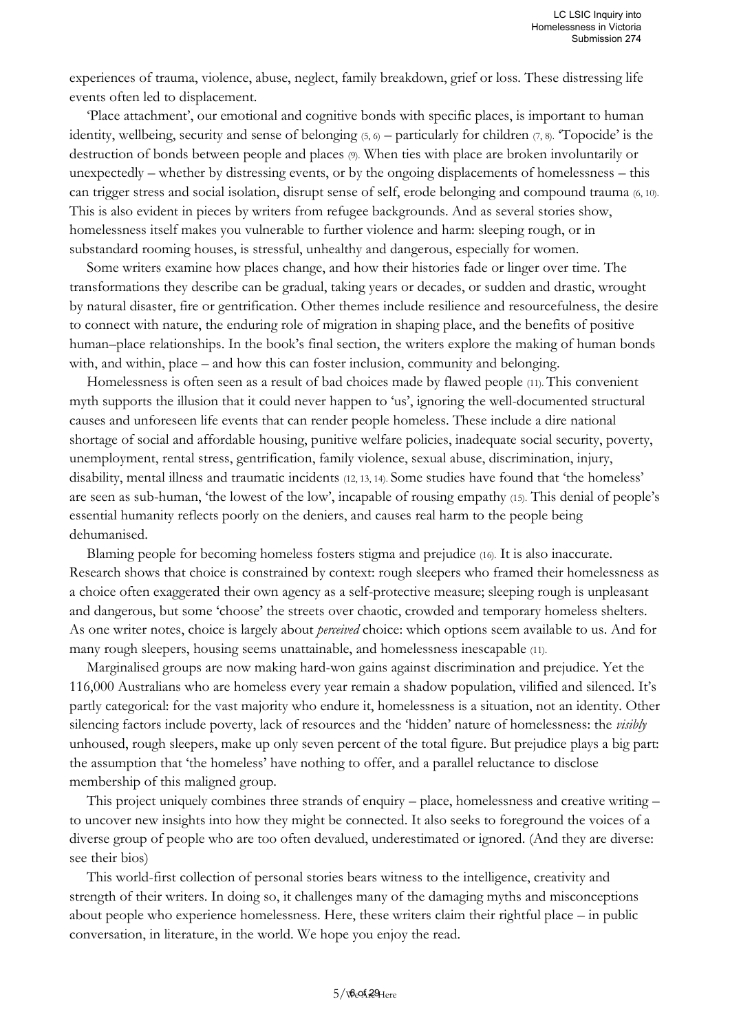experiences of trauma, violence, abuse, neglect, family breakdown, grief or loss. These distressing life events often led to displacement.

'Place attachment', our emotional and cognitive bonds with specific places, is important to human identity, wellbeing, security and sense of belonging (5, 6) – particularly for children (7, 8). 'Topocide' is the destruction of bonds between people and places (9). When ties with place are broken involuntarily or unexpectedly – whether by distressing events, or by the ongoing displacements of homelessness – this can trigger stress and social isolation, disrupt sense of self, erode belonging and compound trauma (6, 10). This is also evident in pieces by writers from refugee backgrounds. And as several stories show, homelessness itself makes you vulnerable to further violence and harm: sleeping rough, or in substandard rooming houses, is stressful, unhealthy and dangerous, especially for women.

Some writers examine how places change, and how their histories fade or linger over time. The transformations they describe can be gradual, taking years or decades, or sudden and drastic, wrought by natural disaster, fire or gentrification. Other themes include resilience and resourcefulness, the desire to connect with nature, the enduring role of migration in shaping place, and the benefits of positive human–place relationships. In the book's final section, the writers explore the making of human bonds with, and within, place – and how this can foster inclusion, community and belonging.

Homelessness is often seen as a result of bad choices made by flawed people (11). This convenient myth supports the illusion that it could never happen to 'us', ignoring the well-documented structural causes and unforeseen life events that can render people homeless. These include a dire national shortage of social and affordable housing, punitive welfare policies, inadequate social security, poverty, unemployment, rental stress, gentrification, family violence, sexual abuse, discrimination, injury, disability, mental illness and traumatic incidents (12, 13, 14). Some studies have found that 'the homeless' are seen as sub-human, 'the lowest of the low', incapable of rousing empathy (15). This denial of people's essential humanity reflects poorly on the deniers, and causes real harm to the people being dehumanised.

Blaming people for becoming homeless fosters stigma and prejudice (16). It is also inaccurate. Research shows that choice is constrained by context: rough sleepers who framed their homelessness as a choice often exaggerated their own agency as a self-protective measure; sleeping rough is unpleasant and dangerous, but some 'choose' the streets over chaotic, crowded and temporary homeless shelters. As one writer notes, choice is largely about *perceived* choice: which options seem available to us. And for many rough sleepers, housing seems unattainable, and homelessness inescapable (11).

Marginalised groups are now making hard-won gains against discrimination and prejudice. Yet the 116,000 Australians who are homeless every year remain a shadow population, vilified and silenced. It's partly categorical: for the vast majority who endure it, homelessness is a situation, not an identity. Other silencing factors include poverty, lack of resources and the 'hidden' nature of homelessness: the *visibly* unhoused, rough sleepers, make up only seven percent of the total figure. But prejudice plays a big part: the assumption that 'the homeless' have nothing to offer, and a parallel reluctance to disclose membership of this maligned group.

This project uniquely combines three strands of enquiry – place, homelessness and creative writing – to uncover new insights into how they might be connected. It also seeks to foreground the voices of a diverse group of people who are too often devalued, underestimated or ignored. (And they are diverse: see their bios)

This world-first collection of personal stories bears witness to the intelligence, creativity and strength of their writers. In doing so, it challenges many of the damaging myths and misconceptions about people who experience homelessness. Here, these writers claim their rightful place – in public conversation, in literature, in the world. We hope you enjoy the read.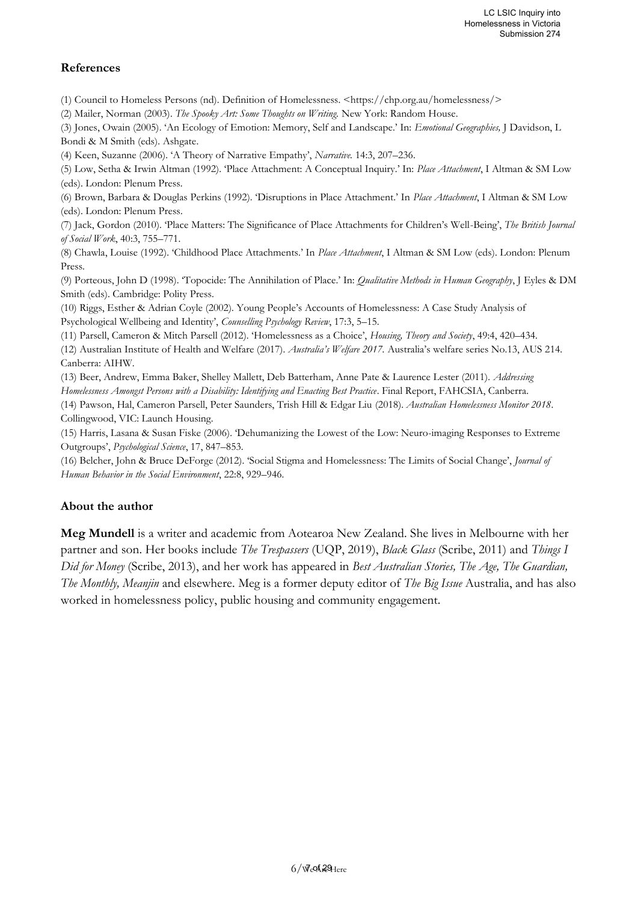## References

(1) Council to Homeless Persons (nd). Definition of Homelessness. <https://chp.org.au/homelessness/>

(2) Mailer, Norman (2003). *The Spooky Art: Some Thoughts on Writing.* New York: Random House.

(3) Jones, Owain (2005). 'An Ecology of Emotion: Memory, Self and Landscape.' In: *Emotional Geographies,* J Davidson, L Bondi & M Smith (eds). Ashgate.

(4) Keen, Suzanne (2006). 'A Theory of Narrative Empathy', *Narrative.* 14:3, 207–236.

(5) Low, Setha & Irwin Altman (1992). 'Place Attachment: A Conceptual Inquiry.' In: *Place Attachment*, I Altman & SM Low (eds). London: Plenum Press.

(6) Brown, Barbara & Douglas Perkins (1992). 'Disruptions in Place Attachment.' In *Place Attachment*, I Altman & SM Low (eds). London: Plenum Press.

(7) Jack, Gordon (2010). 'Place Matters: The Significance of Place Attachments for Children's Well-Being', *The British Journal of Social Work*, 40:3, 755–771.

(8) Chawla, Louise (1992). 'Childhood Place Attachments.' In *Place Attachment*, I Altman & SM Low (eds). London: Plenum Press.

(9) Porteous, John D (1998). 'Topocide: The Annihilation of Place.' In: *Qualitative Methods in Human Geography*, J Eyles & DM Smith (eds). Cambridge: Polity Press.

(10) Riggs, Esther & Adrian Coyle (2002). Young People's Accounts of Homelessness: A Case Study Analysis of Psychological Wellbeing and Identity', *Counselling Psychology Review*, 17:3, 5–15.

(11) Parsell, Cameron & Mitch Parsell (2012). 'Homelessness as a Choice', *Housing, Theory and Society*, 49:4, 420–434.

(12) Australian Institute of Health and Welfare (2017). *Australia's Welfare 2017.* Australia's welfare series No.13, AUS 214. Canberra: AIHW.

(13) Beer, Andrew, Emma Baker, Shelley Mallett, Deb Batterham, Anne Pate & Laurence Lester (2011). *Addressing Homelessness Amongst Persons with a Disability: Identifying and Enacting Best Practice*. Final Report, FAHCSIA, Canberra.

(14) Pawson, Hal, Cameron Parsell, Peter Saunders, Trish Hill & Edgar Liu (2018). *Australian Homelessness Monitor 2018*. Collingwood, VIC: Launch Housing.

(15) Harris, Lasana & Susan Fiske (2006). 'Dehumanizing the Lowest of the Low: Neuro-imaging Responses to Extreme Outgroups', *Psychological Science*, 17, 847–853.

(16) Belcher, John & Bruce DeForge (2012). 'Social Stigma and Homelessness: The Limits of Social Change', *Journal of Human Behavior in the Social Environment*, 22:8, 929–946.

## About the author

**Meg Mundell** is a writer and academic from Aotearoa New Zealand. She lives in Melbourne with her partner and son. Her books include *The Trespassers* (UQP, 2019), *Black Glass* (Scribe, 2011) and *Things I Did for Money* (Scribe, 2013), and her work has appeared in *Best Australian Stories, The Age, The Guardian, The Monthly, Meanjin* and elsewhere. Meg is a former deputy editor of *The Big Issue* Australia, and has also worked in homelessness policy, public housing and community engagement.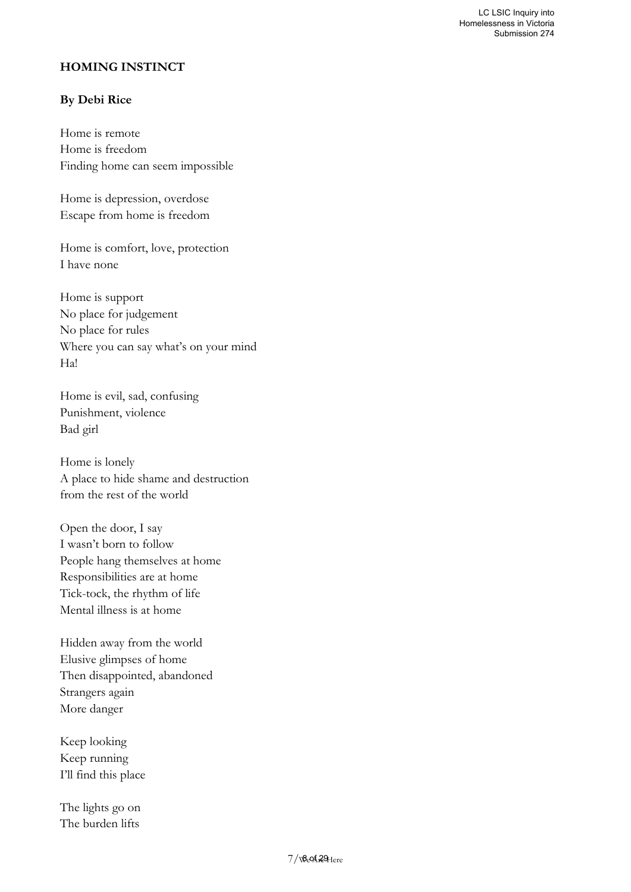**HOMING INSTINCT**

**By Debi Rice**

Home is remote
Home is freedom
Finding home can seem impossible

Home is depression, overdose
Escape from home is freedom

Home is comfort, love, protection
I have none

Home is support
No place for judgement
No place for rules
Where you can say what's on your mind
Ha!

Home is evil, sad, confusing
Punishment, violence
Bad girl

Home is lonely
A place to hide shame and destruction
from the rest of the world

Open the door, I say
I wasn't born to follow
People hang themselves at home
Responsibilities are at home
Tick-tock, the rhythm of life
Mental illness is at home

Hidden away from the world
Elusive glimpses of home
Then disappointed, abandoned
Strangers again
More danger

Keep looking
Keep running
I'll find this place

The lights go on
The burden lifts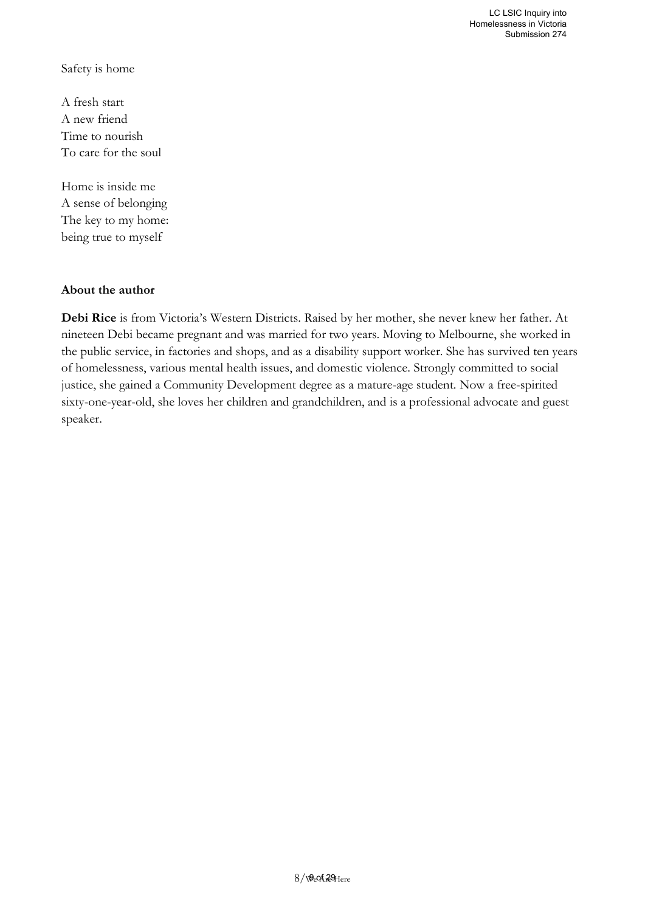Safety is home

A fresh start  
A new friend  
Time to nourish  
To care for the soul

Home is inside me  
A sense of belonging  
The key to my home:  
being true to myself

**About the author**

**Debi Rice** is from Victoria's Western Districts. Raised by her mother, she never knew her father. At nineteen Debi became pregnant and was married for two years. Moving to Melbourne, she worked in the public service, in factories and shops, and as a disability support worker. She has survived ten years of homelessness, various mental health issues, and domestic violence. Strongly committed to social justice, she gained a Community Development degree as a mature-age student. Now a free-spirited sixty-one-year-old, she loves her children and grandchildren, and is a professional advocate and guest speaker.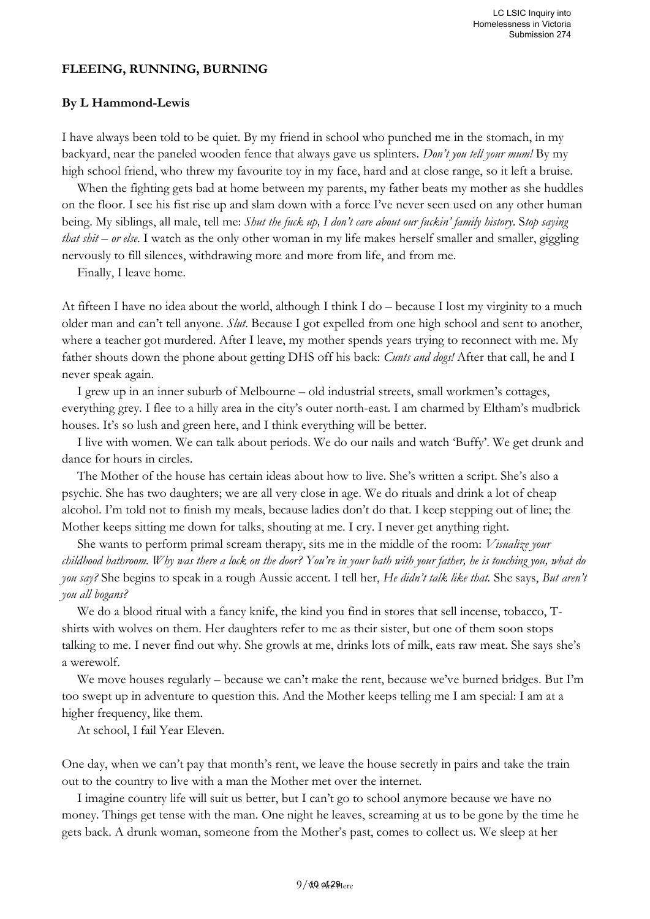**FLEEING, RUNNING, BURNING**

**By L Hammond-Lewis**

I have always been told to be quiet. By my friend in school who punched me in the stomach, in my backyard, near the paneled wooden fence that always gave us splinters. *Don't you tell your mum!* By my high school friend, who threw my favourite toy in my face, hard and at close range, so it left a bruise.

When the fighting gets bad at home between my parents, my father beats my mother as she huddles on the floor. I see his fist rise up and slam down with a force I've never seen used on any other human being. My siblings, all male, tell me: *Shut the fuck up, I don't care about our fuckin' family history. Stop saying that shit – or else.* I watch as the only other woman in my life makes herself smaller and smaller, giggling nervously to fill silences, withdrawing more and more from life, and from me.

Finally, I leave home.

At fifteen I have no idea about the world, although I think I do – because I lost my virginity to a much older man and can't tell anyone. *Slut.* Because I got expelled from one high school and sent to another, where a teacher got murdered. After I leave, my mother spends years trying to reconnect with me. My father shouts down the phone about getting DHS off his back: *Cunts and dogs!* After that call, he and I never speak again.

I grew up in an inner suburb of Melbourne – old industrial streets, small workmen's cottages, everything grey. I flee to a hilly area in the city's outer north-east. I am charmed by Eltham's mudbrick houses. It's so lush and green here, and I think everything will be better.

I live with women. We can talk about periods. We do our nails and watch 'Buffy'. We get drunk and dance for hours in circles.

The Mother of the house has certain ideas about how to live. She's written a script. She's also a psychic. She has two daughters; we are all very close in age. We do rituals and drink a lot of cheap alcohol. I'm told not to finish my meals, because ladies don't do that. I keep stepping out of line; the Mother keeps sitting me down for talks, shouting at me. I cry. I never get anything right.

She wants to perform primal scream therapy, sits me in the middle of the room: *Visualize your childhood bathroom. Why was there a lock on the door? You're in your bath with your father, he is touching you, what do you say?* She begins to speak in a rough Aussie accent. I tell her, *He didn't talk like that.* She says, *But aren't you all bogans?*

We do a blood ritual with a fancy knife, the kind you find in stores that sell incense, tobacco, T-shirts with wolves on them. Her daughters refer to me as their sister, but one of them soon stops talking to me. I never find out why. She growls at me, drinks lots of milk, eats raw meat. She says she's a werewolf.

We move houses regularly – because we can't make the rent, because we've burned bridges. But I'm too swept up in adventure to question this. And the Mother keeps telling me I am special: I am at a higher frequency, like them.

At school, I fail Year Eleven.

One day, when we can't pay that month's rent, we leave the house secretly in pairs and take the train out to the country to live with a man the Mother met over the internet.

I imagine country life will suit us better, but I can't go to school anymore because we have no money. Things get tense with the man. One night he leaves, screaming at us to be gone by the time he gets back. A drunk woman, someone from the Mother's past, comes to collect us. We sleep at her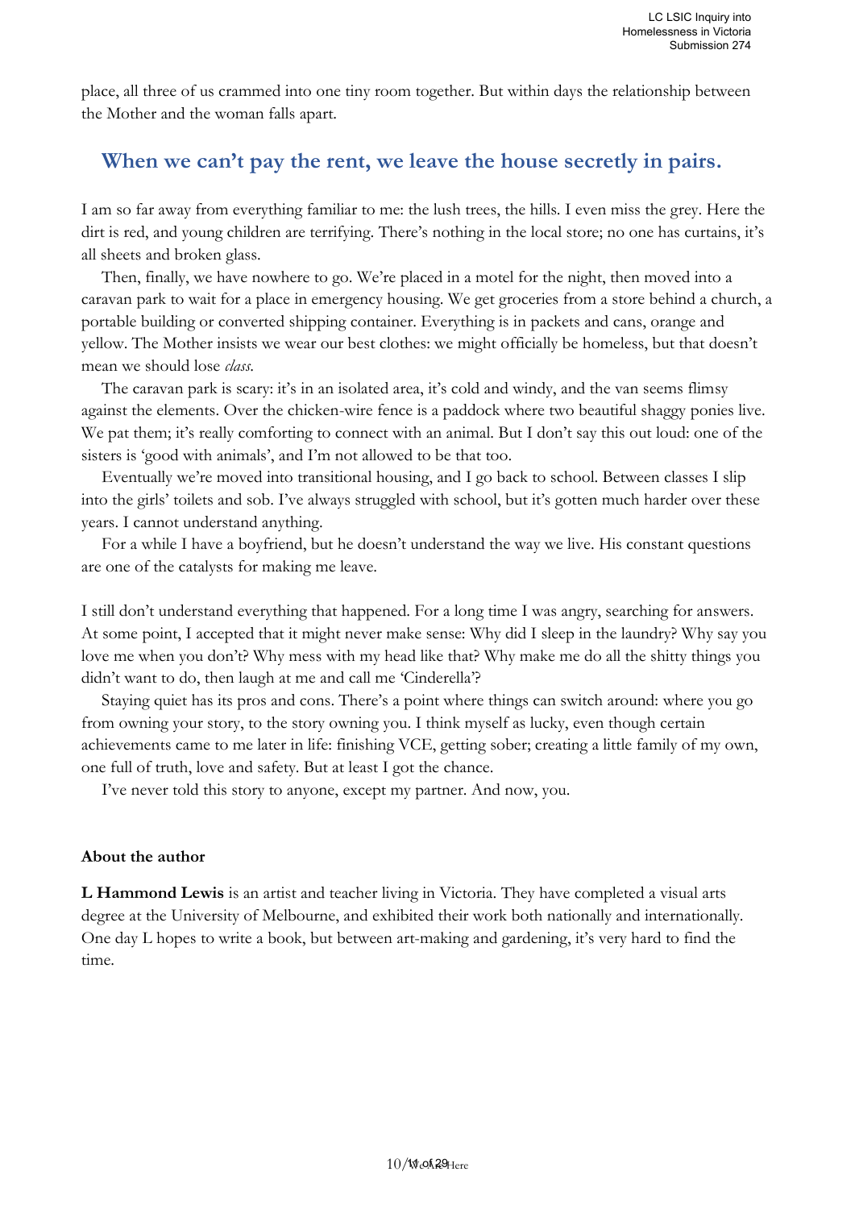place, all three of us crammed into one tiny room together. But within days the relationship between the Mother and the woman falls apart.

## When we can't pay the rent, we leave the house secretly in pairs.

I am so far away from everything familiar to me: the lush trees, the hills. I even miss the grey. Here the dirt is red, and young children are terrifying. There's nothing in the local store; no one has curtains, it's all sheets and broken glass.

Then, finally, we have nowhere to go. We're placed in a motel for the night, then moved into a caravan park to wait for a place in emergency housing. We get groceries from a store behind a church, a portable building or converted shipping container. Everything is in packets and cans, orange and yellow. The Mother insists we wear our best clothes: we might officially be homeless, but that doesn't mean we should lose *class*.

The caravan park is scary: it's in an isolated area, it's cold and windy, and the van seems flimsy against the elements. Over the chicken-wire fence is a paddock where two beautiful shaggy ponies live. We pat them; it's really comforting to connect with an animal. But I don't say this out loud: one of the sisters is 'good with animals', and I'm not allowed to be that too.

Eventually we're moved into transitional housing, and I go back to school. Between classes I slip into the girls' toilets and sob. I've always struggled with school, but it's gotten much harder over these years. I cannot understand anything.

For a while I have a boyfriend, but he doesn't understand the way we live. His constant questions are one of the catalysts for making me leave.

I still don't understand everything that happened. For a long time I was angry, searching for answers. At some point, I accepted that it might never make sense: Why did I sleep in the laundry? Why say you love me when you don't? Why mess with my head like that? Why make me do all the shitty things you didn't want to do, then laugh at me and call me 'Cinderella'?

Staying quiet has its pros and cons. There's a point where things can switch around: where you go from owning your story, to the story owning you. I think myself as lucky, even though certain achievements came to me later in life: finishing VCE, getting sober; creating a little family of my own, one full of truth, love and safety. But at least I got the chance.

I've never told this story to anyone, except my partner. And now, you.

**About the author**

**L Hammond Lewis** is an artist and teacher living in Victoria. They have completed a visual arts degree at the University of Melbourne, and exhibited their work both nationally and internationally. One day L hopes to write a book, but between art-making and gardening, it's very hard to find the time.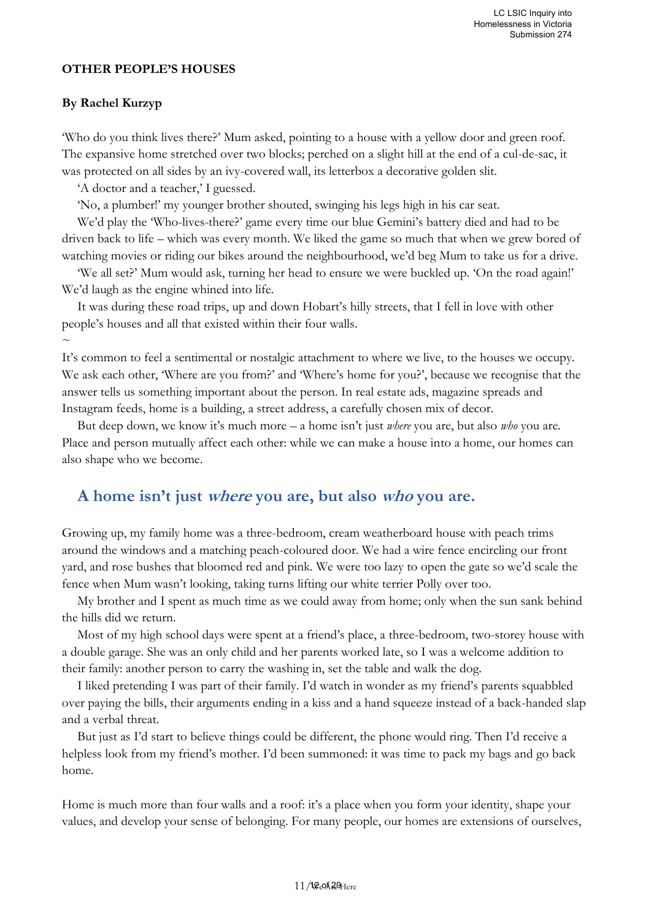**OTHER PEOPLE'S HOUSES**

**By Rachel Kurzyp**

'Who do you think lives there?' Mum asked, pointing to a house with a yellow door and green roof. The expansive home stretched over two blocks; perched on a slight hill at the end of a cul-de-sac, it was protected on all sides by an ivy-covered wall, its letterbox a decorative golden slit.

'A doctor and a teacher,' I guessed.

'No, a plumber!' my younger brother shouted, swinging his legs high in his car seat.

We'd play the 'Who-lives-there?' game every time our blue Gemini's battery died and had to be driven back to life – which was every month. We liked the game so much that when we grew bored of watching movies or riding our bikes around the neighbourhood, we'd beg Mum to take us for a drive.

'We all set?' Mum would ask, turning her head to ensure we were buckled up. 'On the road again!' We'd laugh as the engine whined into life.

It was during these road trips, up and down Hobart's hilly streets, that I fell in love with other people's houses and all that existed within their four walls.

~

It's common to feel a sentimental or nostalgic attachment to where we live, to the houses we occupy. We ask each other, 'Where are you from?' and 'Where's home for you?', because we recognise that the answer tells us something important about the person. In real estate ads, magazine spreads and Instagram feeds, home is a building, a street address, a carefully chosen mix of decor.

But deep down, we know it's much more – a home isn't just *where* you are, but also *who* you are. Place and person mutually affect each other: while we can make a house into a home, our homes can also shape who we become.

## A home isn't just *where* you are, but also *who* you are.

Growing up, my family home was a three-bedroom, cream weatherboard house with peach trims around the windows and a matching peach-coloured door. We had a wire fence encircling our front yard, and rose bushes that bloomed red and pink. We were too lazy to open the gate so we'd scale the fence when Mum wasn't looking, taking turns lifting our white terrier Polly over too.

My brother and I spent as much time as we could away from home; only when the sun sank behind the hills did we return.

Most of my high school days were spent at a friend's place, a three-bedroom, two-storey house with a double garage. She was an only child and her parents worked late, so I was a welcome addition to their family: another person to carry the washing in, set the table and walk the dog.

I liked pretending I was part of their family. I'd watch in wonder as my friend's parents squabbled over paying the bills, their arguments ending in a kiss and a hand squeeze instead of a back-handed slap and a verbal threat.

But just as I'd start to believe things could be different, the phone would ring. Then I'd receive a helpless look from my friend's mother. I'd been summoned: it was time to pack my bags and go back home.

Home is much more than four walls and a roof: it's a place when you form your identity, shape your values, and develop your sense of belonging. For many people, our homes are extensions of ourselves,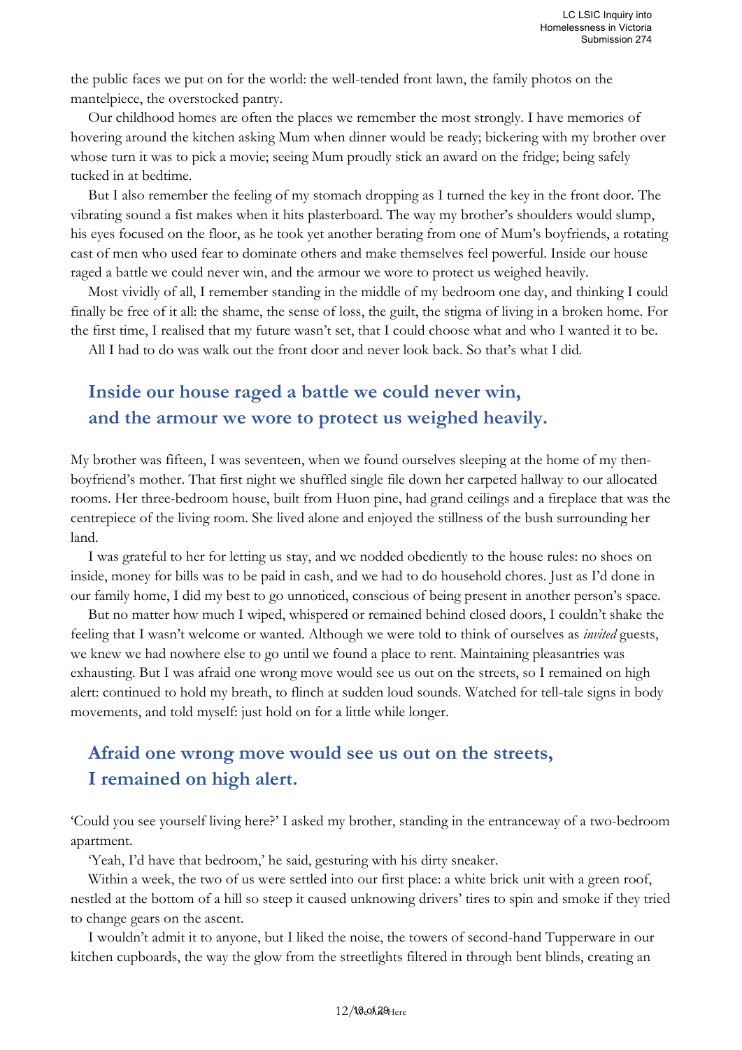the public faces we put on for the world: the well-tended front lawn, the family photos on the mantelpiece, the overstocked pantry.

Our childhood homes are often the places we remember the most strongly. I have memories of hovering around the kitchen asking Mum when dinner would be ready; bickering with my brother over whose turn it was to pick a movie; seeing Mum proudly stick an award on the fridge; being safely tucked in at bedtime.

But I also remember the feeling of my stomach dropping as I turned the key in the front door. The vibrating sound a fist makes when it hits plasterboard. The way my brother's shoulders would slump, his eyes focused on the floor, as he took yet another berating from one of Mum's boyfriends, a rotating cast of men who used fear to dominate others and make themselves feel powerful. Inside our house raged a battle we could never win, and the armour we wore to protect us weighed heavily.

Most vividly of all, I remember standing in the middle of my bedroom one day, and thinking I could finally be free of it all: the shame, the sense of loss, the guilt, the stigma of living in a broken home. For the first time, I realised that my future wasn't set, that I could choose what and who I wanted it to be.

All I had to do was walk out the front door and never look back. So that's what I did.

## Inside our house raged a battle we could never win, and the armour we wore to protect us weighed heavily.

My brother was fifteen, I was seventeen, when we found ourselves sleeping at the home of my then-boyfriend's mother. That first night we shuffled single file down her carpeted hallway to our allocated rooms. Her three-bedroom house, built from Huon pine, had grand ceilings and a fireplace that was the centrepiece of the living room. She lived alone and enjoyed the stillness of the bush surrounding her land.

I was grateful to her for letting us stay, and we nodded obediently to the house rules: no shoes on inside, money for bills was to be paid in cash, and we had to do household chores. Just as I'd done in our family home, I did my best to go unnoticed, conscious of being present in another person's space.

But no matter how much I wiped, whispered or remained behind closed doors, I couldn't shake the feeling that I wasn't welcome or wanted. Although we were told to think of ourselves as *invited* guests, we knew we had nowhere else to go until we found a place to rent. Maintaining pleasantries was exhausting. But I was afraid one wrong move would see us out on the streets, so I remained on high alert: continued to hold my breath, to flinch at sudden loud sounds. Watched for tell-tale signs in body movements, and told myself: just hold on for a little while longer.

## Afraid one wrong move would see us out on the streets, I remained on high alert.

'Could you see yourself living here?' I asked my brother, standing in the entranceway of a two-bedroom apartment.

'Yeah, I'd have that bedroom,' he said, gesturing with his dirty sneaker.

Within a week, the two of us were settled into our first place: a white brick unit with a green roof, nestled at the bottom of a hill so steep it caused unknowing drivers' tires to spin and smoke if they tried to change gears on the ascent.

I wouldn't admit it to anyone, but I liked the noise, the towers of second-hand Tupperware in our kitchen cupboards, the way the glow from the streetlights filtered in through bent blinds, creating an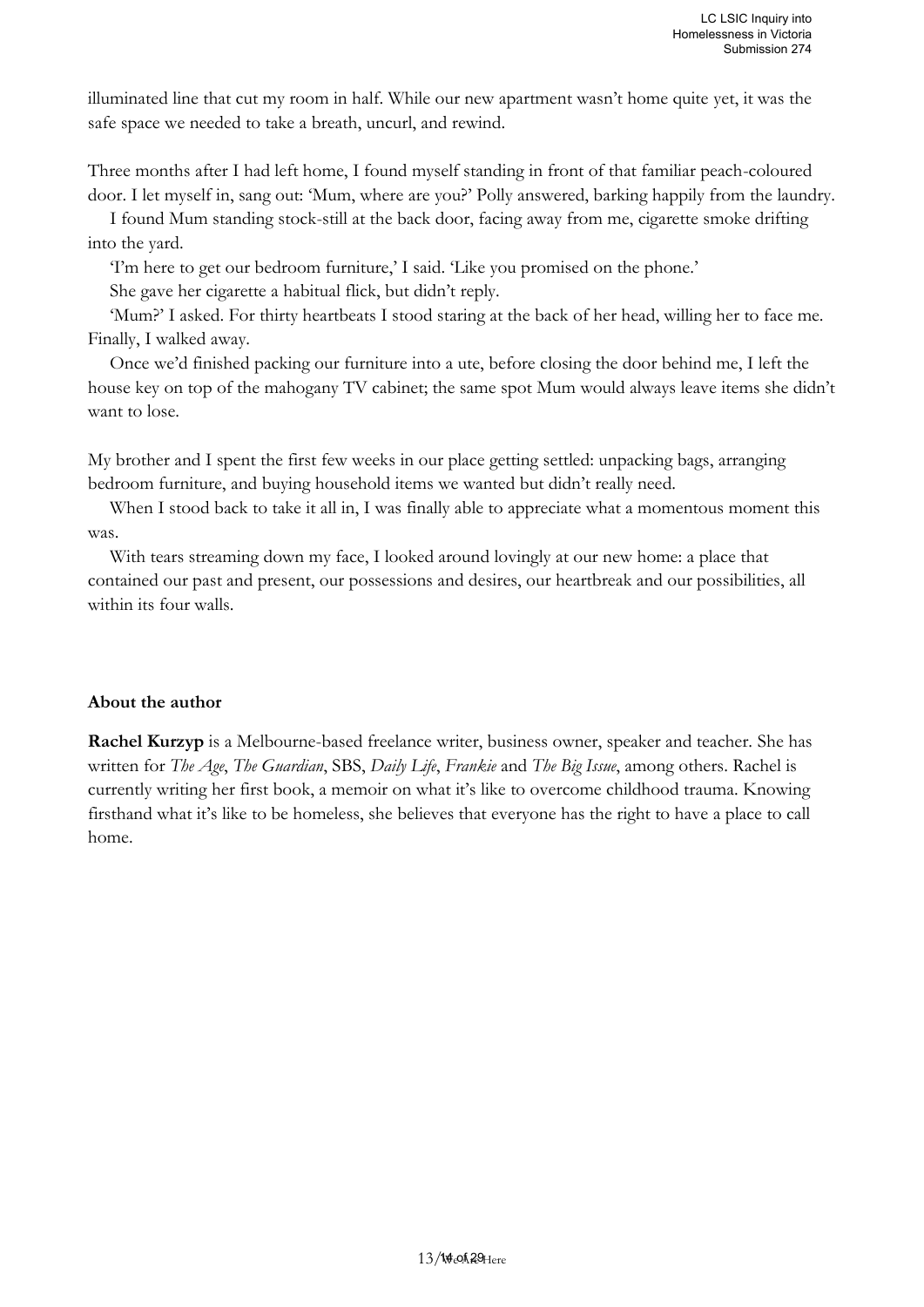illuminated line that cut my room in half. While our new apartment wasn't home quite yet, it was the safe space we needed to take a breath, uncurl, and rewind.

Three months after I had left home, I found myself standing in front of that familiar peach-coloured door. I let myself in, sang out: 'Mum, where are you?' Polly answered, barking happily from the laundry.

I found Mum standing stock-still at the back door, facing away from me, cigarette smoke drifting into the yard.

'I'm here to get our bedroom furniture,' I said. 'Like you promised on the phone.'

She gave her cigarette a habitual flick, but didn't reply.

'Mum?' I asked. For thirty heartbeats I stood staring at the back of her head, willing her to face me. Finally, I walked away.

Once we'd finished packing our furniture into a ute, before closing the door behind me, I left the house key on top of the mahogany TV cabinet; the same spot Mum would always leave items she didn't want to lose.

My brother and I spent the first few weeks in our place getting settled: unpacking bags, arranging bedroom furniture, and buying household items we wanted but didn't really need.

When I stood back to take it all in, I was finally able to appreciate what a momentous moment this was.

With tears streaming down my face, I looked around lovingly at our new home: a place that contained our past and present, our possessions and desires, our heartbreak and our possibilities, all within its four walls.

**About the author**

**Rachel Kurzyp** is a Melbourne-based freelance writer, business owner, speaker and teacher. She has written for *The Age*, *The Guardian*, SBS, *Daily Life*, *Frankie* and *The Big Issue*, among others. Rachel is currently writing her first book, a memoir on what it's like to overcome childhood trauma. Knowing firsthand what it's like to be homeless, she believes that everyone has the right to have a place to call home.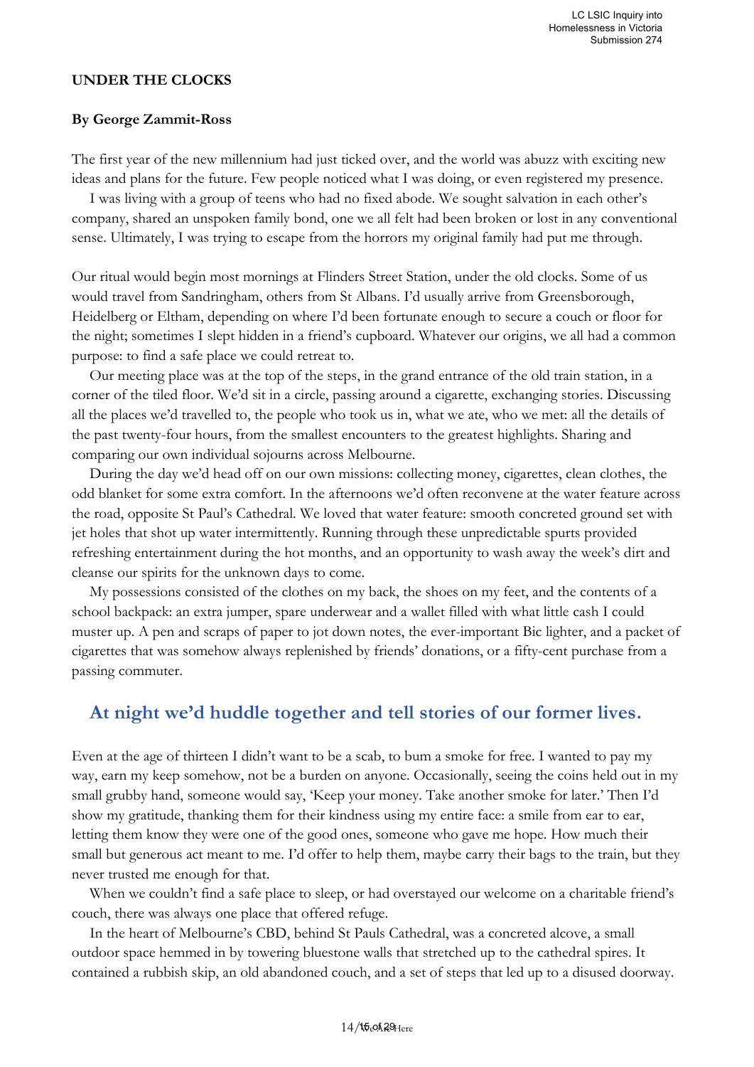**UNDER THE CLOCKS**

**By George Zammit-Ross**

The first year of the new millennium had just ticked over, and the world was abuzz with exciting new ideas and plans for the future. Few people noticed what I was doing, or even registered my presence.

I was living with a group of teens who had no fixed abode. We sought salvation in each other's company, shared an unspoken family bond, one we all felt had been broken or lost in any conventional sense. Ultimately, I was trying to escape from the horrors my original family had put me through.

Our ritual would begin most mornings at Flinders Street Station, under the old clocks. Some of us would travel from Sandringham, others from St Albans. I'd usually arrive from Greensborough, Heidelberg or Eltham, depending on where I'd been fortunate enough to secure a couch or floor for the night; sometimes I slept hidden in a friend's cupboard. Whatever our origins, we all had a common purpose: to find a safe place we could retreat to.

Our meeting place was at the top of the steps, in the grand entrance of the old train station, in a corner of the tiled floor. We'd sit in a circle, passing around a cigarette, exchanging stories. Discussing all the places we'd travelled to, the people who took us in, what we ate, who we met: all the details of the past twenty-four hours, from the smallest encounters to the greatest highlights. Sharing and comparing our own individual sojourns across Melbourne.

During the day we'd head off on our own missions: collecting money, cigarettes, clean clothes, the odd blanket for some extra comfort. In the afternoons we'd often reconvene at the water feature across the road, opposite St Paul's Cathedral. We loved that water feature: smooth concreted ground set with jet holes that shot up water intermittently. Running through these unpredictable spurts provided refreshing entertainment during the hot months, and an opportunity to wash away the week's dirt and cleanse our spirits for the unknown days to come.

My possessions consisted of the clothes on my back, the shoes on my feet, and the contents of a school backpack: an extra jumper, spare underwear and a wallet filled with what little cash I could muster up. A pen and scraps of paper to jot down notes, the ever-important Bic lighter, and a packet of cigarettes that was somehow always replenished by friends' donations, or a fifty-cent purchase from a passing commuter.

## At night we'd huddle together and tell stories of our former lives.

Even at the age of thirteen I didn't want to be a scab, to bum a smoke for free. I wanted to pay my way, earn my keep somehow, not be a burden on anyone. Occasionally, seeing the coins held out in my small grubby hand, someone would say, 'Keep your money. Take another smoke for later.' Then I'd show my gratitude, thanking them for their kindness using my entire face: a smile from ear to ear, letting them know they were one of the good ones, someone who gave me hope. How much their small but generous act meant to me. I'd offer to help them, maybe carry their bags to the train, but they never trusted me enough for that.

When we couldn't find a safe place to sleep, or had overstayed our welcome on a charitable friend's couch, there was always one place that offered refuge.

In the heart of Melbourne's CBD, behind St Pauls Cathedral, was a concreted alcove, a small outdoor space hemmed in by towering bluestone walls that stretched up to the cathedral spires. It contained a rubbish skip, an old abandoned couch, and a set of steps that led up to a disused doorway.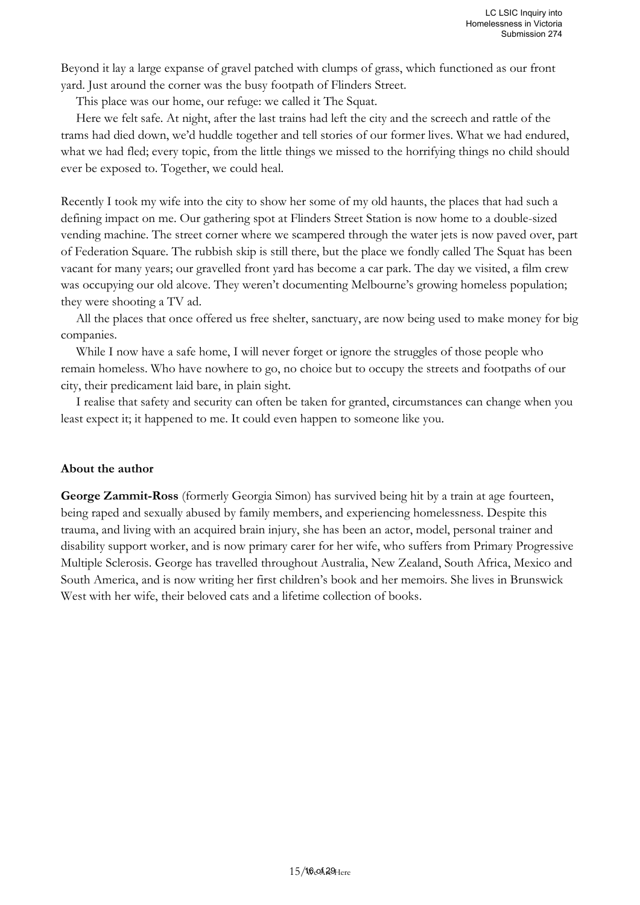Beyond it lay a large expanse of gravel patched with clumps of grass, which functioned as our front yard. Just around the corner was the busy footpath of Flinders Street.

This place was our home, our refuge: we called it The Squat.

Here we felt safe. At night, after the last trains had left the city and the screech and rattle of the trams had died down, we'd huddle together and tell stories of our former lives. What we had endured, what we had fled; every topic, from the little things we missed to the horrifying things no child should ever be exposed to. Together, we could heal.

Recently I took my wife into the city to show her some of my old haunts, the places that had such a defining impact on me. Our gathering spot at Flinders Street Station is now home to a double-sized vending machine. The street corner where we scampered through the water jets is now paved over, part of Federation Square. The rubbish skip is still there, but the place we fondly called The Squat has been vacant for many years; our gravelled front yard has become a car park. The day we visited, a film crew was occupying our old alcove. They weren't documenting Melbourne's growing homeless population; they were shooting a TV ad.

All the places that once offered us free shelter, sanctuary, are now being used to make money for big companies.

While I now have a safe home, I will never forget or ignore the struggles of those people who remain homeless. Who have nowhere to go, no choice but to occupy the streets and footpaths of our city, their predicament laid bare, in plain sight.

I realise that safety and security can often be taken for granted, circumstances can change when you least expect it; it happened to me. It could even happen to someone like you.

**About the author**

**George Zammit-Ross** (formerly Georgia Simon) has survived being hit by a train at age fourteen, being raped and sexually abused by family members, and experiencing homelessness. Despite this trauma, and living with an acquired brain injury, she has been an actor, model, personal trainer and disability support worker, and is now primary carer for her wife, who suffers from Primary Progressive Multiple Sclerosis. George has travelled throughout Australia, New Zealand, South Africa, Mexico and South America, and is now writing her first children's book and her memoirs. She lives in Brunswick West with her wife, their beloved cats and a lifetime collection of books.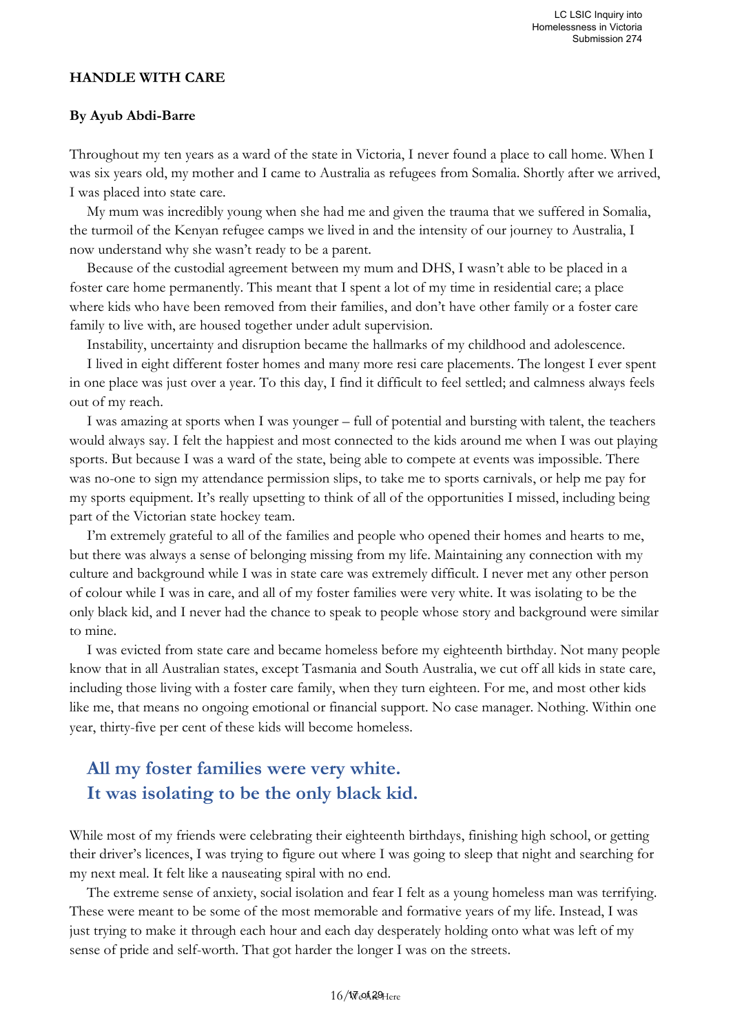**HANDLE WITH CARE**

**By Ayub Abdi-Barre**

Throughout my ten years as a ward of the state in Victoria, I never found a place to call home. When I was six years old, my mother and I came to Australia as refugees from Somalia. Shortly after we arrived, I was placed into state care.

My mum was incredibly young when she had me and given the trauma that we suffered in Somalia, the turmoil of the Kenyan refugee camps we lived in and the intensity of our journey to Australia, I now understand why she wasn't ready to be a parent.

Because of the custodial agreement between my mum and DHS, I wasn't able to be placed in a foster care home permanently. This meant that I spent a lot of my time in residential care; a place where kids who have been removed from their families, and don't have other family or a foster care family to live with, are housed together under adult supervision.

Instability, uncertainty and disruption became the hallmarks of my childhood and adolescence.

I lived in eight different foster homes and many more resi care placements. The longest I ever spent in one place was just over a year. To this day, I find it difficult to feel settled; and calmness always feels out of my reach.

I was amazing at sports when I was younger – full of potential and bursting with talent, the teachers would always say. I felt the happiest and most connected to the kids around me when I was out playing sports. But because I was a ward of the state, being able to compete at events was impossible. There was no-one to sign my attendance permission slips, to take me to sports carnivals, or help me pay for my sports equipment. It's really upsetting to think of all of the opportunities I missed, including being part of the Victorian state hockey team.

I'm extremely grateful to all of the families and people who opened their homes and hearts to me, but there was always a sense of belonging missing from my life. Maintaining any connection with my culture and background while I was in state care was extremely difficult. I never met any other person of colour while I was in care, and all of my foster families were very white. It was isolating to be the only black kid, and I never had the chance to speak to people whose story and background were similar to mine.

I was evicted from state care and became homeless before my eighteenth birthday. Not many people know that in all Australian states, except Tasmania and South Australia, we cut off all kids in state care, including those living with a foster care family, when they turn eighteen. For me, and most other kids like me, that means no ongoing emotional or financial support. No case manager. Nothing. Within one year, thirty-five per cent of these kids will become homeless.

**All my foster families were very white. It was isolating to be the only black kid.**

While most of my friends were celebrating their eighteenth birthdays, finishing high school, or getting their driver's licences, I was trying to figure out where I was going to sleep that night and searching for my next meal. It felt like a nauseating spiral with no end.

The extreme sense of anxiety, social isolation and fear I felt as a young homeless man was terrifying. These were meant to be some of the most memorable and formative years of my life. Instead, I was just trying to make it through each hour and each day desperately holding onto what was left of my sense of pride and self-worth. That got harder the longer I was on the streets.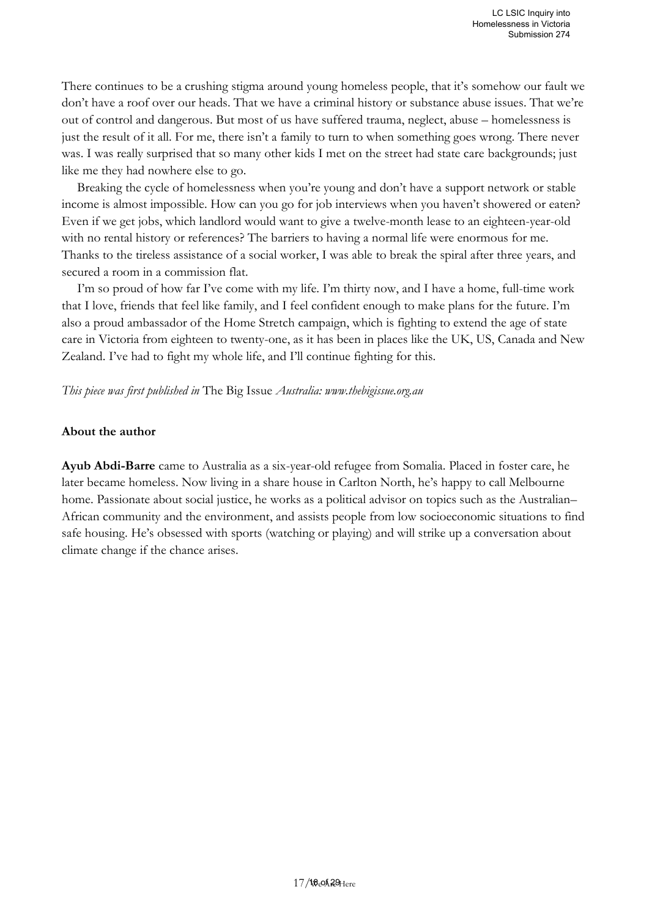There continues to be a crushing stigma around young homeless people, that it's somehow our fault we don't have a roof over our heads. That we have a criminal history or substance abuse issues. That we're out of control and dangerous. But most of us have suffered trauma, neglect, abuse – homelessness is just the result of it all. For me, there isn't a family to turn to when something goes wrong. There never was. I was really surprised that so many other kids I met on the street had state care backgrounds; just like me they had nowhere else to go.

Breaking the cycle of homelessness when you're young and don't have a support network or stable income is almost impossible. How can you go for job interviews when you haven't showered or eaten? Even if we get jobs, which landlord would want to give a twelve-month lease to an eighteen-year-old with no rental history or references? The barriers to having a normal life were enormous for me. Thanks to the tireless assistance of a social worker, I was able to break the spiral after three years, and secured a room in a commission flat.

I'm so proud of how far I've come with my life. I'm thirty now, and I have a home, full-time work that I love, friends that feel like family, and I feel confident enough to make plans for the future. I'm also a proud ambassador of the Home Stretch campaign, which is fighting to extend the age of state care in Victoria from eighteen to twenty-one, as it has been in places like the UK, US, Canada and New Zealand. I've had to fight my whole life, and I'll continue fighting for this.

*This piece was first published in* The Big Issue *Australia: www.thebigissue.org.au*

**About the author**

**Ayub Abdi-Barre** came to Australia as a six-year-old refugee from Somalia. Placed in foster care, he later became homeless. Now living in a share house in Carlton North, he's happy to call Melbourne home. Passionate about social justice, he works as a political advisor on topics such as the Australian–African community and the environment, and assists people from low socioeconomic situations to find safe housing. He's obsessed with sports (watching or playing) and will strike up a conversation about climate change if the chance arises.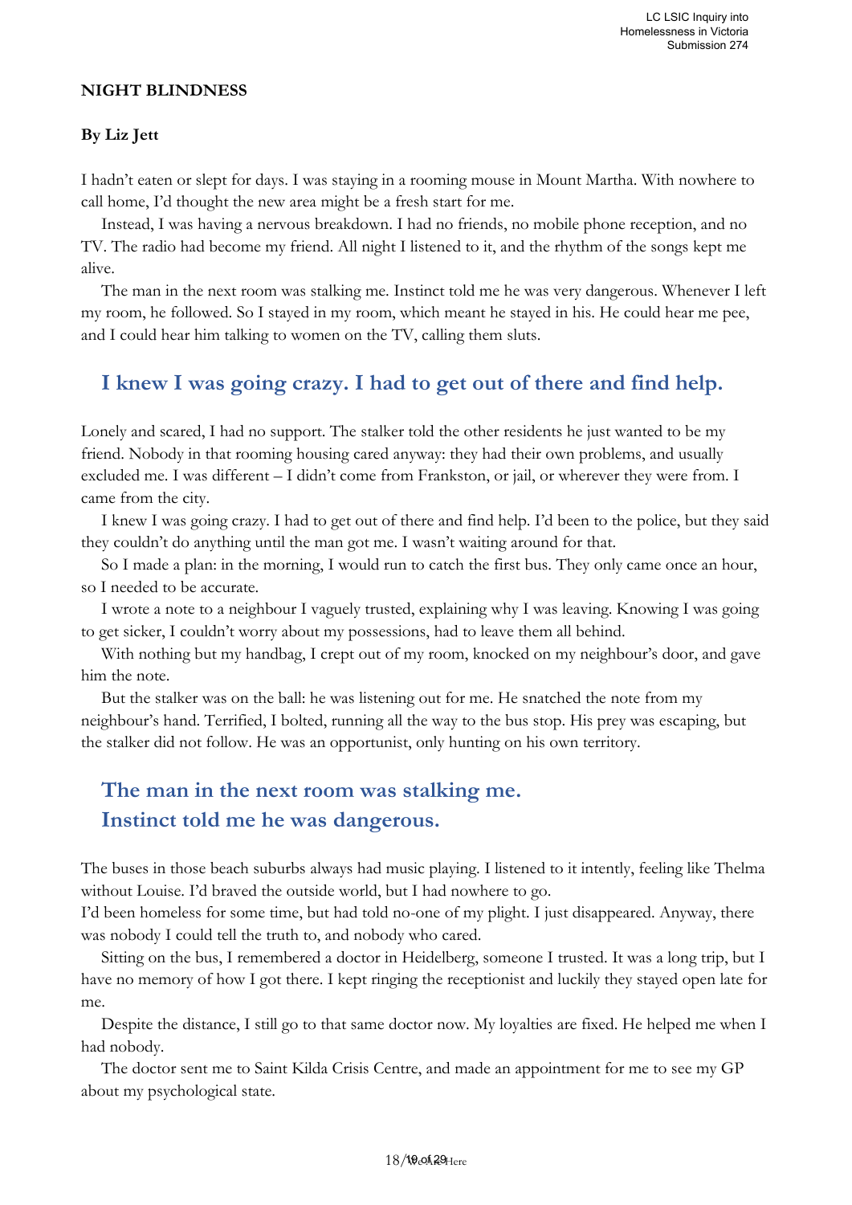**NIGHT BLINDNESS**

**By Liz Jett**

I hadn't eaten or slept for days. I was staying in a rooming mouse in Mount Martha. With nowhere to call home, I'd thought the new area might be a fresh start for me.

Instead, I was having a nervous breakdown. I had no friends, no mobile phone reception, and no TV. The radio had become my friend. All night I listened to it, and the rhythm of the songs kept me alive.

The man in the next room was stalking me. Instinct told me he was very dangerous. Whenever I left my room, he followed. So I stayed in my room, which meant he stayed in his. He could hear me pee, and I could hear him talking to women on the TV, calling them sluts.

## I knew I was going crazy. I had to get out of there and find help.

Lonely and scared, I had no support. The stalker told the other residents he just wanted to be my friend. Nobody in that rooming housing cared anyway: they had their own problems, and usually excluded me. I was different – I didn't come from Frankston, or jail, or wherever they were from. I came from the city.

I knew I was going crazy. I had to get out of there and find help. I'd been to the police, but they said they couldn't do anything until the man got me. I wasn't waiting around for that.

So I made a plan: in the morning, I would run to catch the first bus. They only came once an hour, so I needed to be accurate.

I wrote a note to a neighbour I vaguely trusted, explaining why I was leaving. Knowing I was going to get sicker, I couldn't worry about my possessions, had to leave them all behind.

With nothing but my handbag, I crept out of my room, knocked on my neighbour's door, and gave him the note.

But the stalker was on the ball: he was listening out for me. He snatched the note from my neighbour's hand. Terrified, I bolted, running all the way to the bus stop. His prey was escaping, but the stalker did not follow. He was an opportunist, only hunting on his own territory.

## The man in the next room was stalking me. Instinct told me he was dangerous.

The buses in those beach suburbs always had music playing. I listened to it intently, feeling like Thelma without Louise. I'd braved the outside world, but I had nowhere to go.

I'd been homeless for some time, but had told no-one of my plight. I just disappeared. Anyway, there was nobody I could tell the truth to, and nobody who cared.

Sitting on the bus, I remembered a doctor in Heidelberg, someone I trusted. It was a long trip, but I have no memory of how I got there. I kept ringing the receptionist and luckily they stayed open late for me.

Despite the distance, I still go to that same doctor now. My loyalties are fixed. He helped me when I had nobody.

The doctor sent me to Saint Kilda Crisis Centre, and made an appointment for me to see my GP about my psychological state.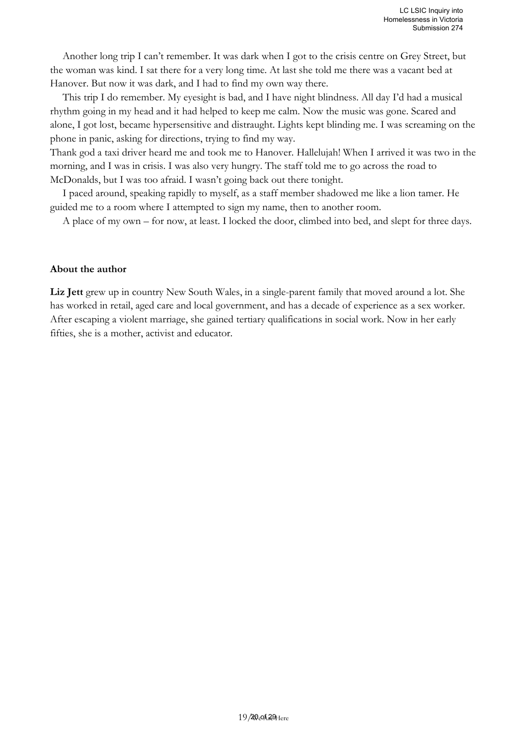Another long trip I can't remember. It was dark when I got to the crisis centre on Grey Street, but the woman was kind. I sat there for a very long time. At last she told me there was a vacant bed at Hanover. But now it was dark, and I had to find my own way there.

This trip I do remember. My eyesight is bad, and I have night blindness. All day I'd had a musical rhythm going in my head and it had helped to keep me calm. Now the music was gone. Scared and alone, I got lost, became hypersensitive and distraught. Lights kept blinding me. I was screaming on the phone in panic, asking for directions, trying to find my way.

Thank god a taxi driver heard me and took me to Hanover. Hallelujah! When I arrived it was two in the morning, and I was in crisis. I was also very hungry. The staff told me to go across the road to McDonalds, but I was too afraid. I wasn't going back out there tonight.

I paced around, speaking rapidly to myself, as a staff member shadowed me like a lion tamer. He guided me to a room where I attempted to sign my name, then to another room.

A place of my own – for now, at least. I locked the door, climbed into bed, and slept for three days.

**About the author**

**Liz Jett** grew up in country New South Wales, in a single-parent family that moved around a lot. She has worked in retail, aged care and local government, and has a decade of experience as a sex worker. After escaping a violent marriage, she gained tertiary qualifications in social work. Now in her early fifties, she is a mother, activist and educator.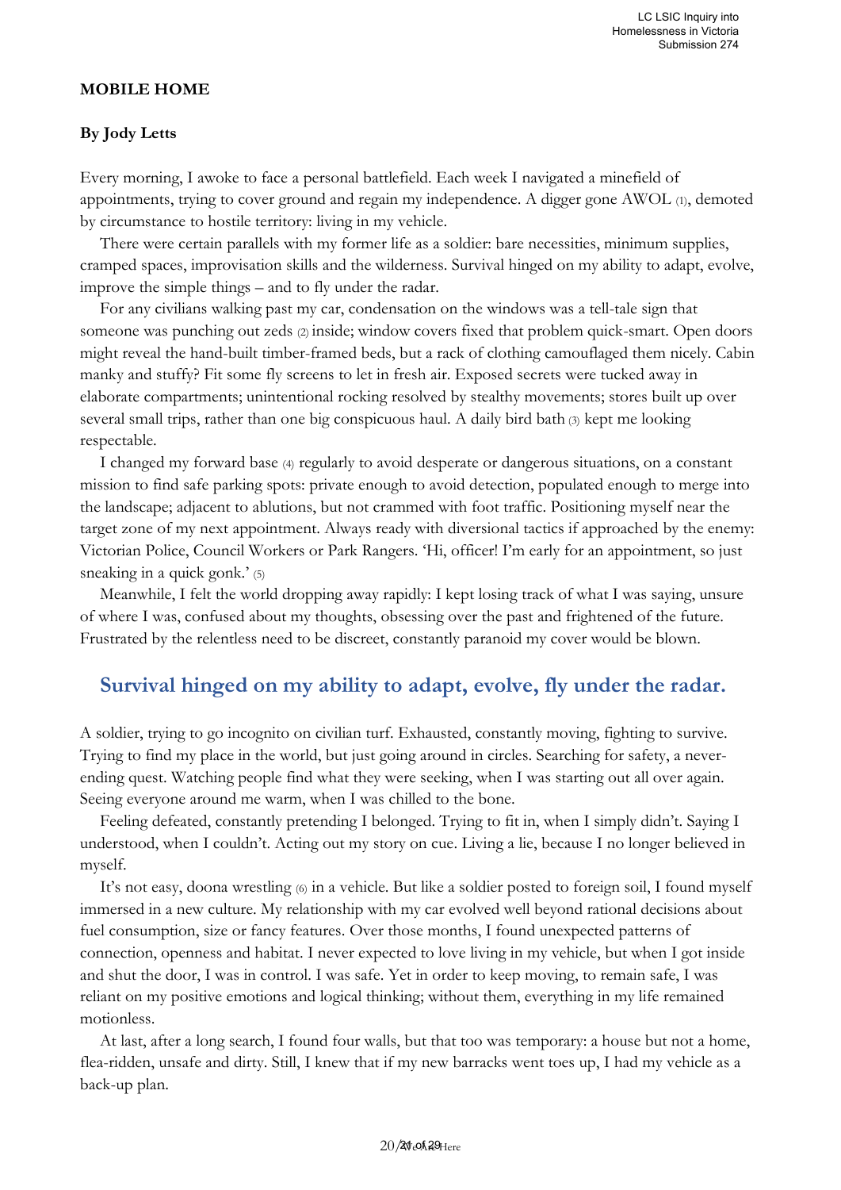**MOBILE HOME**

**By Jody Letts**

Every morning, I awoke to face a personal battlefield. Each week I navigated a minefield of appointments, trying to cover ground and regain my independence. A digger gone AWOL (1), demoted by circumstance to hostile territory: living in my vehicle.

There were certain parallels with my former life as a soldier: bare necessities, minimum supplies, cramped spaces, improvisation skills and the wilderness. Survival hinged on my ability to adapt, evolve, improve the simple things – and to fly under the radar.

For any civilians walking past my car, condensation on the windows was a tell-tale sign that someone was punching out zeds (2) inside; window covers fixed that problem quick-smart. Open doors might reveal the hand-built timber-framed beds, but a rack of clothing camouflaged them nicely. Cabin manky and stuffy? Fit some fly screens to let in fresh air. Exposed secrets were tucked away in elaborate compartments; unintentional rocking resolved by stealthy movements; stores built up over several small trips, rather than one big conspicuous haul. A daily bird bath (3) kept me looking respectable.

I changed my forward base (4) regularly to avoid desperate or dangerous situations, on a constant mission to find safe parking spots: private enough to avoid detection, populated enough to merge into the landscape; adjacent to ablutions, but not crammed with foot traffic. Positioning myself near the target zone of my next appointment. Always ready with diversional tactics if approached by the enemy: Victorian Police, Council Workers or Park Rangers. 'Hi, officer! I'm early for an appointment, so just sneaking in a quick gonk.' (5)

Meanwhile, I felt the world dropping away rapidly: I kept losing track of what I was saying, unsure of where I was, confused about my thoughts, obsessing over the past and frightened of the future. Frustrated by the relentless need to be discreet, constantly paranoid my cover would be blown.

## Survival hinged on my ability to adapt, evolve, fly under the radar.

A soldier, trying to go incognito on civilian turf. Exhausted, constantly moving, fighting to survive. Trying to find my place in the world, but just going around in circles. Searching for safety, a never-ending quest. Watching people find what they were seeking, when I was starting out all over again. Seeing everyone around me warm, when I was chilled to the bone.

Feeling defeated, constantly pretending I belonged. Trying to fit in, when I simply didn't. Saying I understood, when I couldn't. Acting out my story on cue. Living a lie, because I no longer believed in myself.

It's not easy, doona wrestling (6) in a vehicle. But like a soldier posted to foreign soil, I found myself immersed in a new culture. My relationship with my car evolved well beyond rational decisions about fuel consumption, size or fancy features. Over those months, I found unexpected patterns of connection, openness and habitat. I never expected to love living in my vehicle, but when I got inside and shut the door, I was in control. I was safe. Yet in order to keep moving, to remain safe, I was reliant on my positive emotions and logical thinking; without them, everything in my life remained motionless.

At last, after a long search, I found four walls, but that too was temporary: a house but not a home, flea-ridden, unsafe and dirty. Still, I knew that if my new barracks went toes up, I had my vehicle as a back-up plan.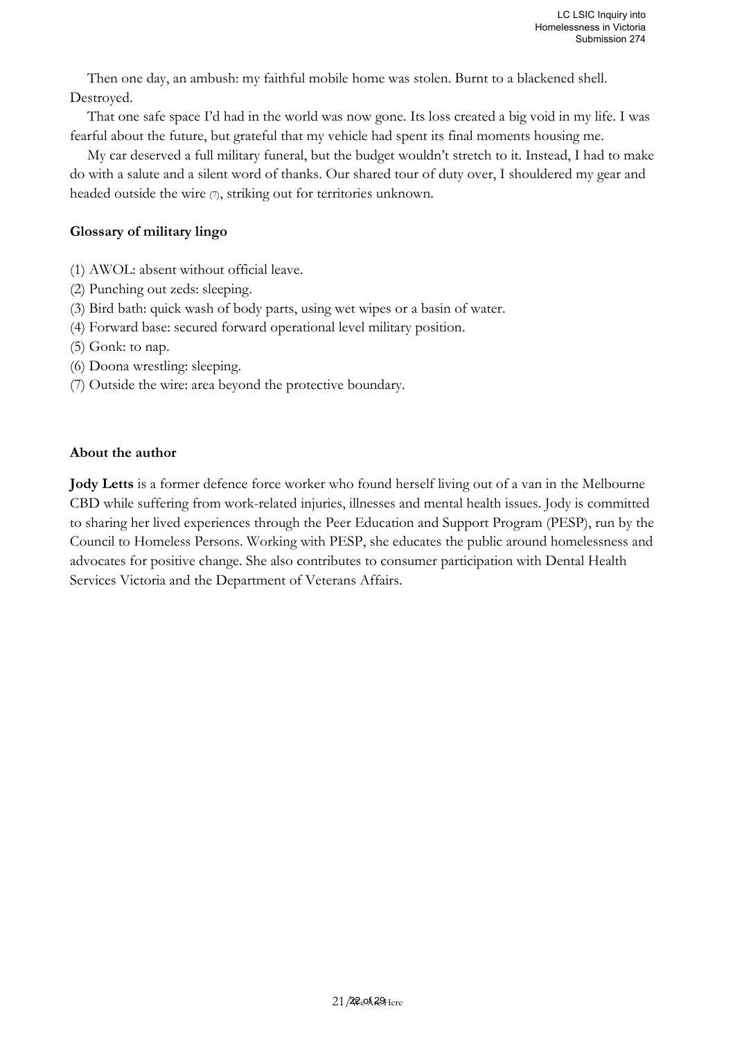Then one day, an ambush: my faithful mobile home was stolen. Burnt to a blackened shell. Destroyed.

That one safe space I'd had in the world was now gone. Its loss created a big void in my life. I was fearful about the future, but grateful that my vehicle had spent its final moments housing me.

My car deserved a full military funeral, but the budget wouldn't stretch to it. Instead, I had to make do with a salute and a silent word of thanks. Our shared tour of duty over, I shouldered my gear and headed outside the wire (7), striking out for territories unknown.

**Glossary of military lingo**

(1) AWOL: absent without official leave.

(2) Punching out zeds: sleeping.

(3) Bird bath: quick wash of body parts, using wet wipes or a basin of water.

(4) Forward base: secured forward operational level military position.

(5) Gonk: to nap.

(6) Doona wrestling: sleeping.

(7) Outside the wire: area beyond the protective boundary.

**About the author**

**Jody Letts** is a former defence force worker who found herself living out of a van in the Melbourne CBD while suffering from work-related injuries, illnesses and mental health issues. Jody is committed to sharing her lived experiences through the Peer Education and Support Program (PESP), run by the Council to Homeless Persons. Working with PESP, she educates the public around homelessness and advocates for positive change. She also contributes to consumer participation with Dental Health Services Victoria and the Department of Veterans Affairs.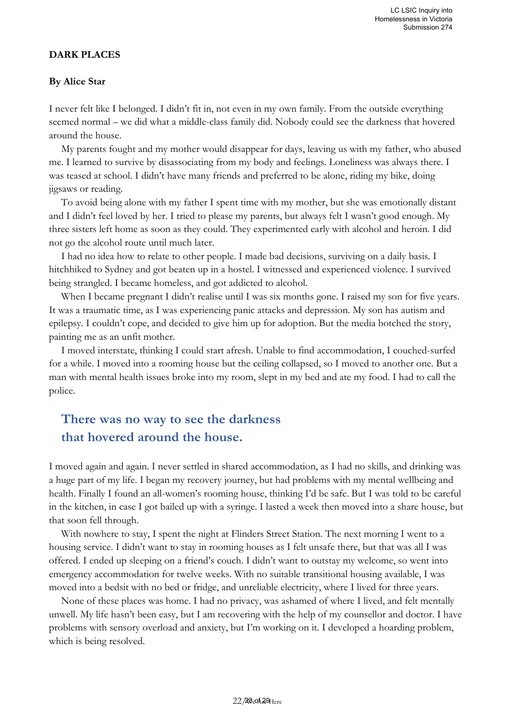**DARK PLACES**

**By Alice Star**

I never felt like I belonged. I didn't fit in, not even in my own family. From the outside everything seemed normal – we did what a middle-class family did. Nobody could see the darkness that hovered around the house.

My parents fought and my mother would disappear for days, leaving us with my father, who abused me. I learned to survive by disassociating from my body and feelings. Loneliness was always there. I was teased at school. I didn't have many friends and preferred to be alone, riding my bike, doing jigsaws or reading.

To avoid being alone with my father I spent time with my mother, but she was emotionally distant and I didn't feel loved by her. I tried to please my parents, but always felt I wasn't good enough. My three sisters left home as soon as they could. They experimented early with alcohol and heroin. I did not go the alcohol route until much later.

I had no idea how to relate to other people. I made bad decisions, surviving on a daily basis. I hitchhiked to Sydney and got beaten up in a hostel. I witnessed and experienced violence. I survived being strangled. I became homeless, and got addicted to alcohol.

When I became pregnant I didn't realise until I was six months gone. I raised my son for five years. It was a traumatic time, as I was experiencing panic attacks and depression. My son has autism and epilepsy. I couldn't cope, and decided to give him up for adoption. But the media botched the story, painting me as an unfit mother.

I moved interstate, thinking I could start afresh. Unable to find accommodation, I couched-surfed for a while. I moved into a rooming house but the ceiling collapsed, so I moved to another one. But a man with mental health issues broke into my room, slept in my bed and ate my food. I had to call the police.

> **There was no way to see the darkness that hovered around the house.**

I moved again and again. I never settled in shared accommodation, as I had no skills, and drinking was a huge part of my life. I began my recovery journey, but had problems with my mental wellbeing and health. Finally I found an all-women's rooming house, thinking I'd be safe. But I was told to be careful in the kitchen, in case I got bailed up with a syringe. I lasted a week then moved into a share house, but that soon fell through.

With nowhere to stay, I spent the night at Flinders Street Station. The next morning I went to a housing service. I didn't want to stay in rooming houses as I felt unsafe there, but that was all I was offered. I ended up sleeping on a friend's couch. I didn't want to outstay my welcome, so went into emergency accommodation for twelve weeks. With no suitable transitional housing available, I was moved into a bedsit with no bed or fridge, and unreliable electricity, where I lived for three years.

None of these places was home. I had no privacy, was ashamed of where I lived, and felt mentally unwell. My life hasn't been easy, but I am recovering with the help of my counsellor and doctor. I have problems with sensory overload and anxiety, but I'm working on it. I developed a hoarding problem, which is being resolved.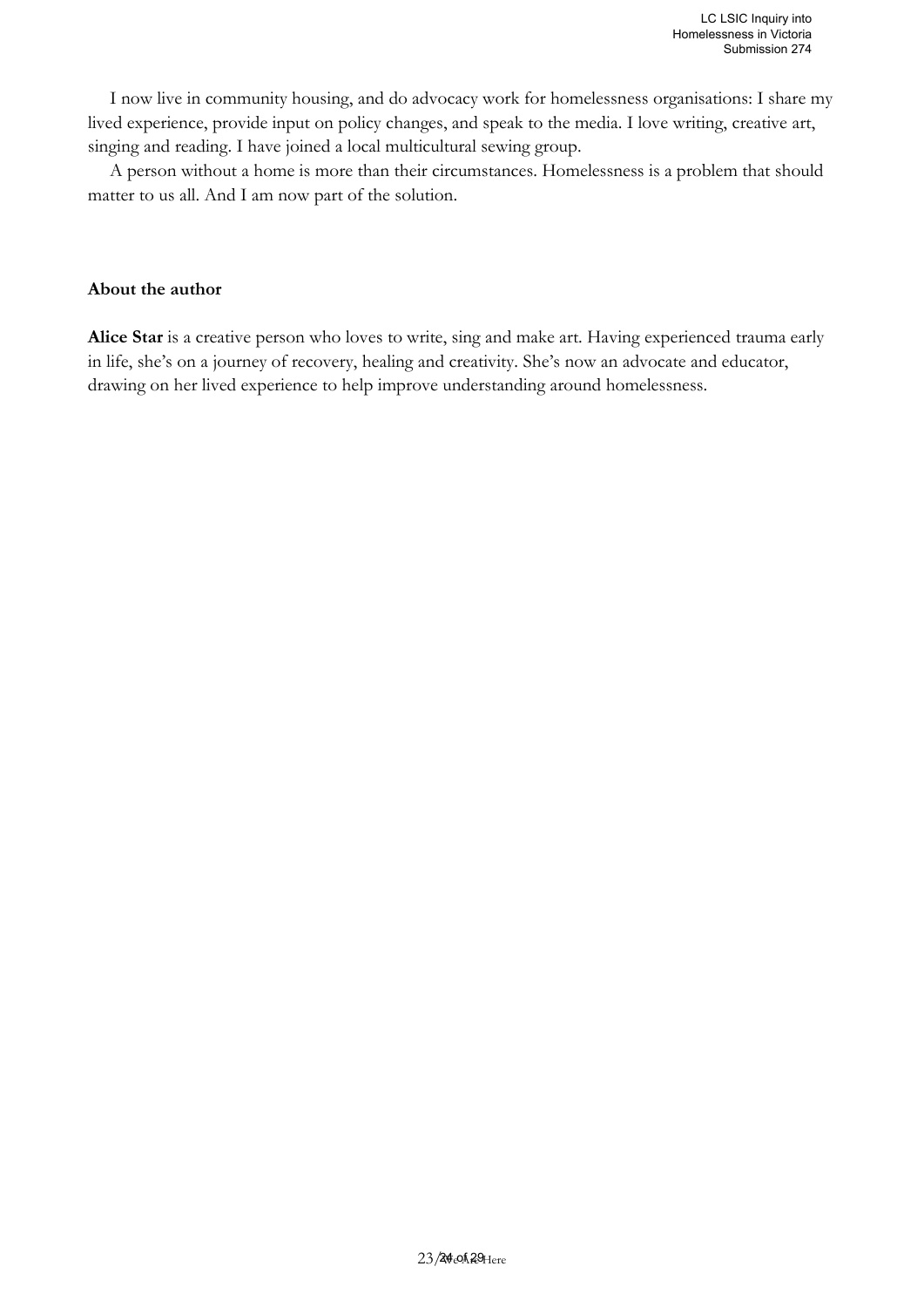I now live in community housing, and do advocacy work for homelessness organisations: I share my lived experience, provide input on policy changes, and speak to the media. I love writing, creative art, singing and reading. I have joined a local multicultural sewing group.

A person without a home is more than their circumstances. Homelessness is a problem that should matter to us all. And I am now part of the solution.

**About the author**

**Alice Star** is a creative person who loves to write, sing and make art. Having experienced trauma early in life, she's on a journey of recovery, healing and creativity. She's now an advocate and educator, drawing on her lived experience to help improve understanding around homelessness.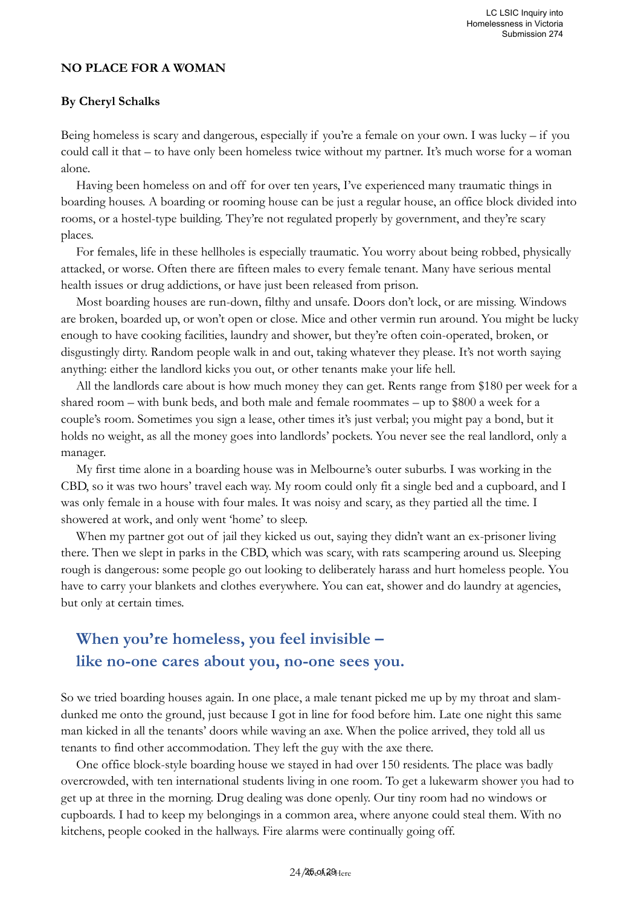# NO PLACE FOR A WOMAN

**By Cheryl Schalks**

Being homeless is scary and dangerous, especially if you're a female on your own. I was lucky – if you could call it that – to have only been homeless twice without my partner. It's much worse for a woman alone.

Having been homeless on and off for over ten years, I've experienced many traumatic things in boarding houses. A boarding or rooming house can be just a regular house, an office block divided into rooms, or a hostel-type building. They're not regulated properly by government, and they're scary places.

For females, life in these hellholes is especially traumatic. You worry about being robbed, physically attacked, or worse. Often there are fifteen males to every female tenant. Many have serious mental health issues or drug addictions, or have just been released from prison.

Most boarding houses are run-down, filthy and unsafe. Doors don't lock, or are missing. Windows are broken, boarded up, or won't open or close. Mice and other vermin run around. You might be lucky enough to have cooking facilities, laundry and shower, but they're often coin-operated, broken, or disgustingly dirty. Random people walk in and out, taking whatever they please. It's not worth saying anything: either the landlord kicks you out, or other tenants make your life hell.

All the landlords care about is how much money they can get. Rents range from $180 per week for a shared room – with bunk beds, and both male and female roommates – up to $800 a week for a couple's room. Sometimes you sign a lease, other times it's just verbal; you might pay a bond, but it holds no weight, as all the money goes into landlords' pockets. You never see the real landlord, only a manager.

My first time alone in a boarding house was in Melbourne's outer suburbs. I was working in the CBD, so it was two hours' travel each way. My room could only fit a single bed and a cupboard, and I was only female in a house with four males. It was noisy and scary, as they partied all the time. I showered at work, and only went 'home' to sleep.

When my partner got out of jail they kicked us out, saying they didn't want an ex-prisoner living there. Then we slept in parks in the CBD, which was scary, with rats scampering around us. Sleeping rough is dangerous: some people go out looking to deliberately harass and hurt homeless people. You have to carry your blankets and clothes everywhere. You can eat, shower and do laundry at agencies, but only at certain times.

> **When you're homeless, you feel invisible – like no-one cares about you, no-one sees you.**

So we tried boarding houses again. In one place, a male tenant picked me up by my throat and slam-dunked me onto the ground, just because I got in line for food before him. Late one night this same man kicked in all the tenants' doors while waving an axe. When the police arrived, they told all us tenants to find other accommodation. They left the guy with the axe there.

One office block-style boarding house we stayed in had over 150 residents. The place was badly overcrowded, with ten international students living in one room. To get a lukewarm shower you had to get up at three in the morning. Drug dealing was done openly. Our tiny room had no windows or cupboards. I had to keep my belongings in a common area, where anyone could steal them. With no kitchens, people cooked in the hallways. Fire alarms were continually going off.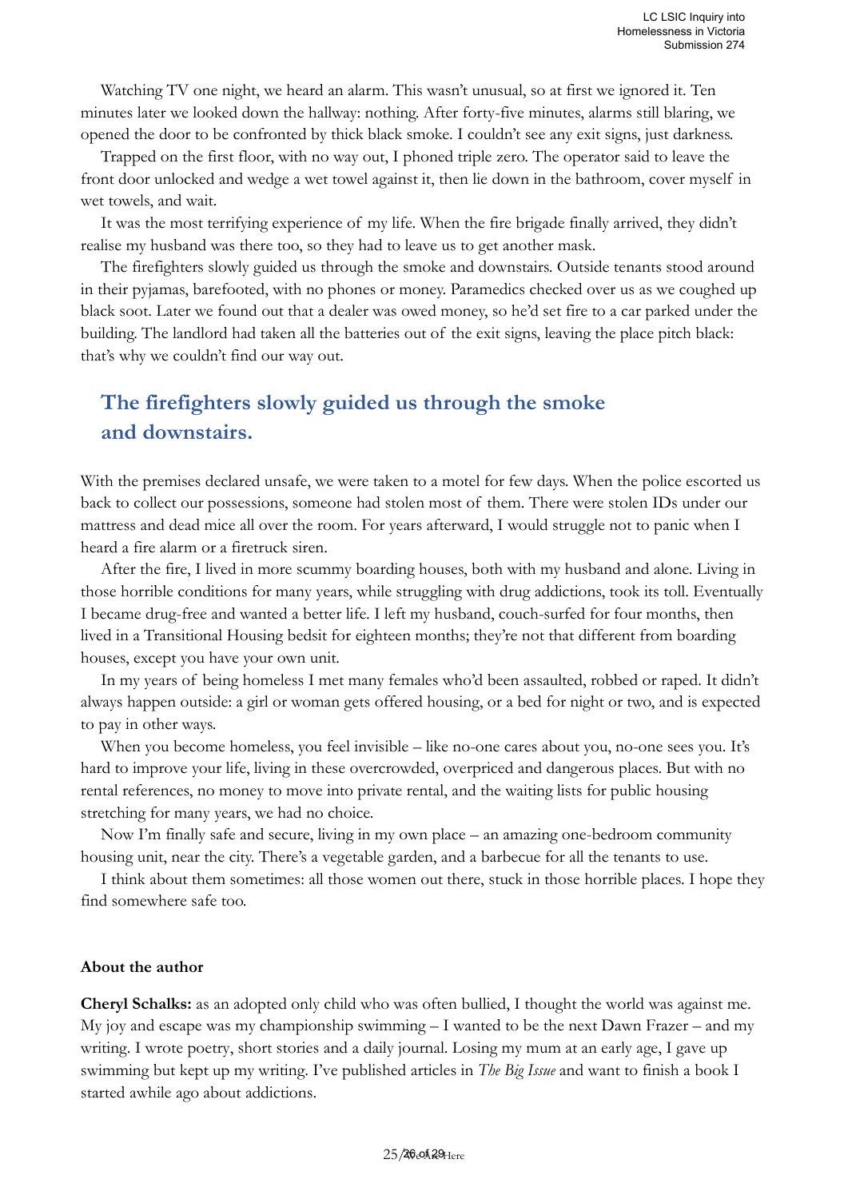Watching TV one night, we heard an alarm. This wasn't unusual, so at first we ignored it. Ten minutes later we looked down the hallway: nothing. After forty-five minutes, alarms still blaring, we opened the door to be confronted by thick black smoke. I couldn't see any exit signs, just darkness.

Trapped on the first floor, with no way out, I phoned triple zero. The operator said to leave the front door unlocked and wedge a wet towel against it, then lie down in the bathroom, cover myself in wet towels, and wait.

It was the most terrifying experience of my life. When the fire brigade finally arrived, they didn't realise my husband was there too, so they had to leave us to get another mask.

The firefighters slowly guided us through the smoke and downstairs. Outside tenants stood around in their pyjamas, barefooted, with no phones or money. Paramedics checked over us as we coughed up black soot. Later we found out that a dealer was owed money, so he'd set fire to a car parked under the building. The landlord had taken all the batteries out of the exit signs, leaving the place pitch black: that's why we couldn't find our way out.

## The firefighters slowly guided us through the smoke and downstairs.

With the premises declared unsafe, we were taken to a motel for few days. When the police escorted us back to collect our possessions, someone had stolen most of them. There were stolen IDs under our mattress and dead mice all over the room. For years afterward, I would struggle not to panic when I heard a fire alarm or a firetruck siren.

After the fire, I lived in more scummy boarding houses, both with my husband and alone. Living in those horrible conditions for many years, while struggling with drug addictions, took its toll. Eventually I became drug-free and wanted a better life. I left my husband, couch-surfed for four months, then lived in a Transitional Housing bedsit for eighteen months; they're not that different from boarding houses, except you have your own unit.

In my years of being homeless I met many females who'd been assaulted, robbed or raped. It didn't always happen outside: a girl or woman gets offered housing, or a bed for night or two, and is expected to pay in other ways.

When you become homeless, you feel invisible – like no-one cares about you, no-one sees you. It's hard to improve your life, living in these overcrowded, overpriced and dangerous places. But with no rental references, no money to move into private rental, and the waiting lists for public housing stretching for many years, we had no choice.

Now I'm finally safe and secure, living in my own place – an amazing one-bedroom community housing unit, near the city. There's a vegetable garden, and a barbecue for all the tenants to use.

I think about them sometimes: all those women out there, stuck in those horrible places. I hope they find somewhere safe too.

**About the author**

**Cheryl Schalks:** as an adopted only child who was often bullied, I thought the world was against me. My joy and escape was my championship swimming – I wanted to be the next Dawn Frazer – and my writing. I wrote poetry, short stories and a daily journal. Losing my mum at an early age, I gave up swimming but kept up my writing. I've published articles in *The Big Issue* and want to finish a book I started awhile ago about addictions.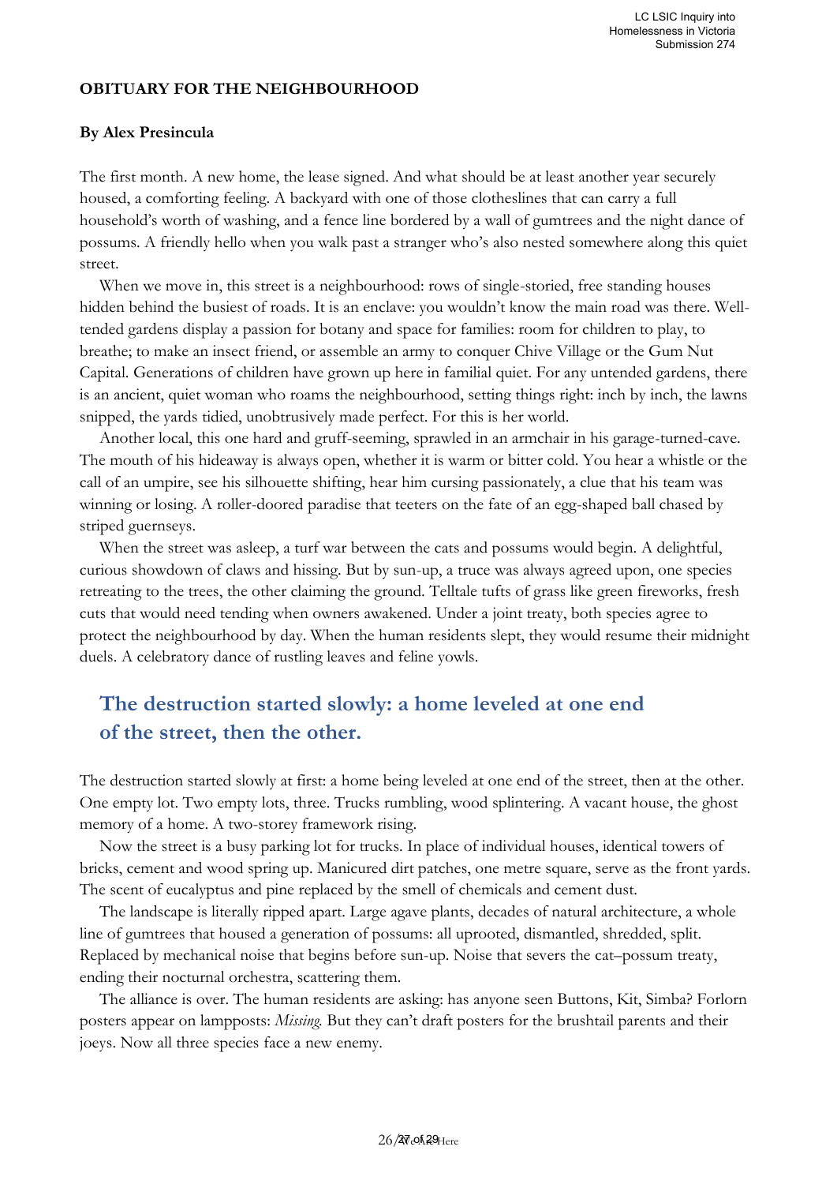**OBITUARY FOR THE NEIGHBOURHOOD**

**By Alex Presincula**

The first month. A new home, the lease signed. And what should be at least another year securely housed, a comforting feeling. A backyard with one of those clotheslines that can carry a full household's worth of washing, and a fence line bordered by a wall of gumtrees and the night dance of possums. A friendly hello when you walk past a stranger who's also nested somewhere along this quiet street.

When we move in, this street is a neighbourhood: rows of single-storied, free standing houses hidden behind the busiest of roads. It is an enclave: you wouldn't know the main road was there. Well-tended gardens display a passion for botany and space for families: room for children to play, to breathe; to make an insect friend, or assemble an army to conquer Chive Village or the Gum Nut Capital. Generations of children have grown up here in familial quiet. For any untended gardens, there is an ancient, quiet woman who roams the neighbourhood, setting things right: inch by inch, the lawns snipped, the yards tidied, unobtrusively made perfect. For this is her world.

Another local, this one hard and gruff-seeming, sprawled in an armchair in his garage-turned-cave. The mouth of his hideaway is always open, whether it is warm or bitter cold. You hear a whistle or the call of an umpire, see his silhouette shifting, hear him cursing passionately, a clue that his team was winning or losing. A roller-doored paradise that teeters on the fate of an egg-shaped ball chased by striped guernseys.

When the street was asleep, a turf war between the cats and possums would begin. A delightful, curious showdown of claws and hissing. But by sun-up, a truce was always agreed upon, one species retreating to the trees, the other claiming the ground. Telltale tufts of grass like green fireworks, fresh cuts that would need tending when owners awakened. Under a joint treaty, both species agree to protect the neighbourhood by day. When the human residents slept, they would resume their midnight duels. A celebratory dance of rustling leaves and feline yowls.

> **The destruction started slowly: a home leveled at one end of the street, then the other.**

The destruction started slowly at first: a home being leveled at one end of the street, then at the other. One empty lot. Two empty lots, three. Trucks rumbling, wood splintering. A vacant house, the ghost memory of a home. A two-storey framework rising.

Now the street is a busy parking lot for trucks. In place of individual houses, identical towers of bricks, cement and wood spring up. Manicured dirt patches, one metre square, serve as the front yards. The scent of eucalyptus and pine replaced by the smell of chemicals and cement dust.

The landscape is literally ripped apart. Large agave plants, decades of natural architecture, a whole line of gumtrees that housed a generation of possums: all uprooted, dismantled, shredded, split. Replaced by mechanical noise that begins before sun-up. Noise that severs the cat–possum treaty, ending their nocturnal orchestra, scattering them.

The alliance is over. The human residents are asking: has anyone seen Buttons, Kit, Simba? Forlorn posters appear on lampposts: *Missing.* But they can't draft posters for the brushtail parents and their joeys. Now all three species face a new enemy.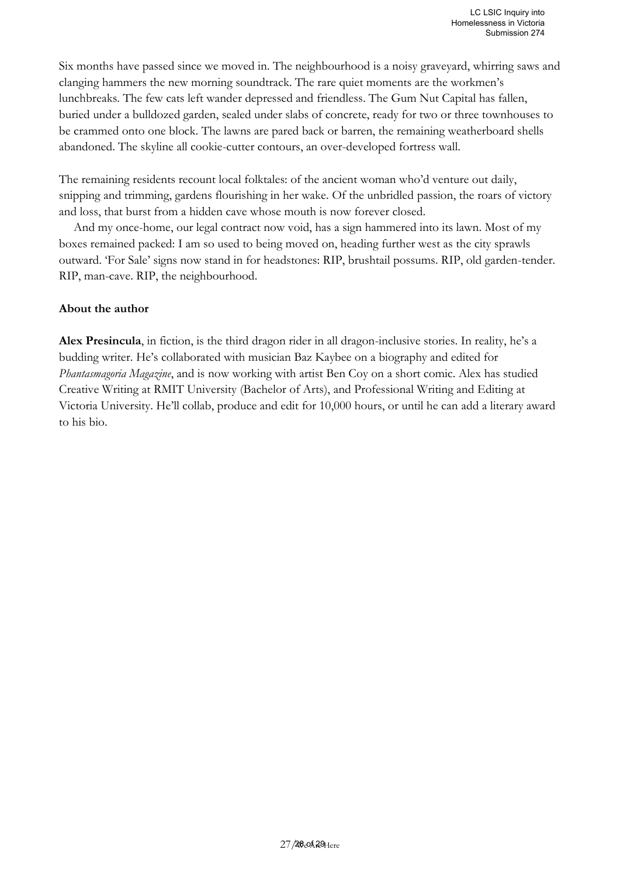Six months have passed since we moved in. The neighbourhood is a noisy graveyard, whirring saws and clanging hammers the new morning soundtrack. The rare quiet moments are the workmen's lunchbreaks. The few cats left wander depressed and friendless. The Gum Nut Capital has fallen, buried under a bulldozed garden, sealed under slabs of concrete, ready for two or three townhouses to be crammed onto one block. The lawns are pared back or barren, the remaining weatherboard shells abandoned. The skyline all cookie-cutter contours, an over-developed fortress wall.

The remaining residents recount local folktales: of the ancient woman who'd venture out daily, snipping and trimming, gardens flourishing in her wake. Of the unbridled passion, the roars of victory and loss, that burst from a hidden cave whose mouth is now forever closed.

And my once-home, our legal contract now void, has a sign hammered into its lawn. Most of my boxes remained packed: I am so used to being moved on, heading further west as the city sprawls outward. 'For Sale' signs now stand in for headstones: RIP, brushtail possums. RIP, old garden-tender. RIP, man-cave. RIP, the neighbourhood.

**About the author**

**Alex Presincula**, in fiction, is the third dragon rider in all dragon-inclusive stories. In reality, he's a budding writer. He's collaborated with musician Baz Kaybee on a biography and edited for *Phantasmagoria Magazine*, and is now working with artist Ben Coy on a short comic. Alex has studied Creative Writing at RMIT University (Bachelor of Arts), and Professional Writing and Editing at Victoria University. He'll collab, produce and edit for 10,000 hours, or until he can add a literary award to his bio.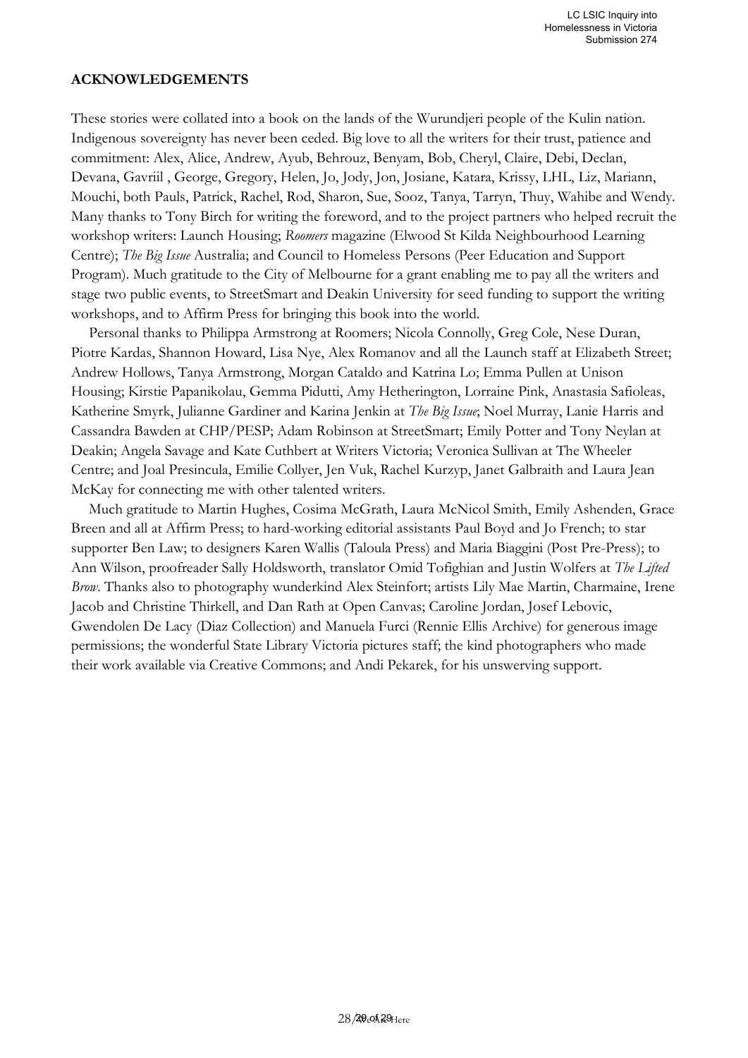**ACKNOWLEDGEMENTS**

These stories were collated into a book on the lands of the Wurundjeri people of the Kulin nation. Indigenous sovereignty has never been ceded. Big love to all the writers for their trust, patience and commitment: Alex, Alice, Andrew, Ayub, Behrouz, Benyam, Bob, Cheryl, Claire, Debi, Declan, Devana, Gavriil , George, Gregory, Helen, Jo, Jody, Jon, Josiane, Katara, Krissy, LHL, Liz, Mariann, Mouchi, both Pauls, Patrick, Rachel, Rod, Sharon, Sue, Sooz, Tanya, Tarryn, Thuy, Wahibe and Wendy. Many thanks to Tony Birch for writing the foreword, and to the project partners who helped recruit the workshop writers: Launch Housing; *Roomers* magazine (Elwood St Kilda Neighbourhood Learning Centre); *The Big Issue* Australia; and Council to Homeless Persons (Peer Education and Support Program). Much gratitude to the City of Melbourne for a grant enabling me to pay all the writers and stage two public events, to StreetSmart and Deakin University for seed funding to support the writing workshops, and to Affirm Press for bringing this book into the world.

Personal thanks to Philippa Armstrong at Roomers; Nicola Connolly, Greg Cole, Nese Duran, Piotre Kardas, Shannon Howard, Lisa Nye, Alex Romanov and all the Launch staff at Elizabeth Street; Andrew Hollows, Tanya Armstrong, Morgan Cataldo and Katrina Lo; Emma Pullen at Unison Housing; Kirstie Papanikolau, Gemma Pidutti, Amy Hetherington, Lorraine Pink, Anastasia Safioleas, Katherine Smyrk, Julianne Gardiner and Karina Jenkin at *The Big Issue*; Noel Murray, Lanie Harris and Cassandra Bawden at CHP/PESP; Adam Robinson at StreetSmart; Emily Potter and Tony Neylan at Deakin; Angela Savage and Kate Cuthbert at Writers Victoria; Veronica Sullivan at The Wheeler Centre; and Joal Presincula, Emilie Collyer, Jen Vuk, Rachel Kurzyp, Janet Galbraith and Laura Jean McKay for connecting me with other talented writers.

Much gratitude to Martin Hughes, Cosima McGrath, Laura McNicol Smith, Emily Ashenden, Grace Breen and all at Affirm Press; to hard-working editorial assistants Paul Boyd and Jo French; to star supporter Ben Law; to designers Karen Wallis (Taloula Press) and Maria Biaggini (Post Pre-Press); to Ann Wilson, proofreader Sally Holdsworth, translator Omid Tofighian and Justin Wolfers at *The Lifted Brow*. Thanks also to photography wunderkind Alex Steinfort; artists Lily Mae Martin, Charmaine, Irene Jacob and Christine Thirkell, and Dan Rath at Open Canvas; Caroline Jordan, Josef Lebovic, Gwendolen De Lacy (Diaz Collection) and Manuela Furci (Rennie Ellis Archive) for generous image permissions; the wonderful State Library Victoria pictures staff; the kind photographers who made their work available via Creative Commons; and Andi Pekarek, for his unswerving support.